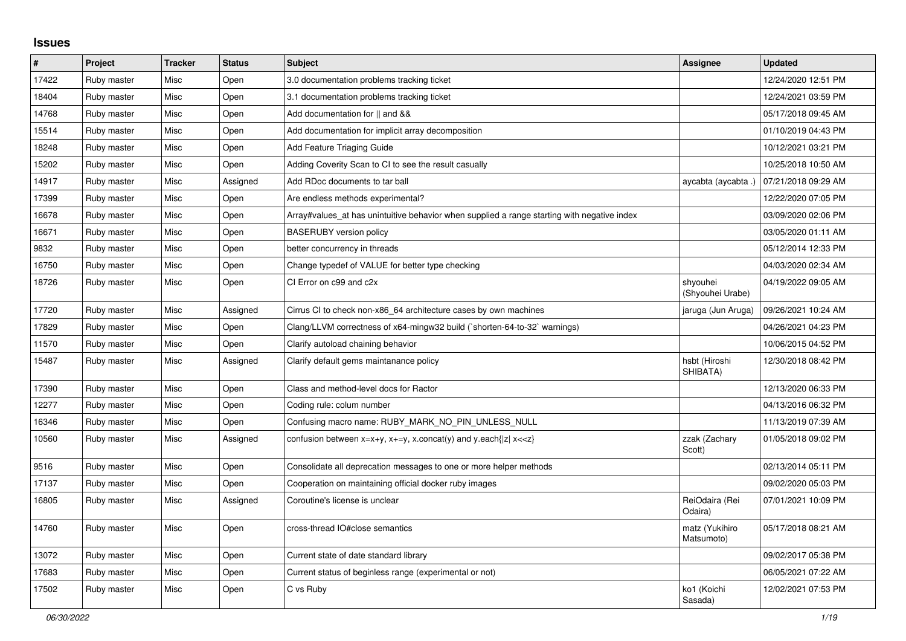# Issues

| # | Project | Tracker | Status | Subject | Assignee | Updated |
|---|---|---|---|---|---|---|
| 17422 | Ruby master | Misc | Open | 3.0 documentation problems tracking ticket | | 12/24/2020 12:51 PM |
| 18404 | Ruby master | Misc | Open | 3.1 documentation problems tracking ticket | | 12/24/2021 03:59 PM |
| 14768 | Ruby master | Misc | Open | Add documentation for \|\| and && | | 05/17/2018 09:45 AM |
| 15514 | Ruby master | Misc | Open | Add documentation for implicit array decomposition | | 01/10/2019 04:43 PM |
| 18248 | Ruby master | Misc | Open | Add Feature Triaging Guide | | 10/12/2021 03:21 PM |
| 15202 | Ruby master | Misc | Open | Adding Coverity Scan to CI to see the result casually | | 10/25/2018 10:50 AM |
| 14917 | Ruby master | Misc | Assigned | Add RDoc documents to tar ball | aycabta (aycabta .) | 07/21/2018 09:29 AM |
| 17399 | Ruby master | Misc | Open | Are endless methods experimental? | | 12/22/2020 07:05 PM |
| 16678 | Ruby master | Misc | Open | Array#values_at has unintuitive behavior when supplied a range starting with negative index | | 03/09/2020 02:06 PM |
| 16671 | Ruby master | Misc | Open | BASERUBY version policy | | 03/05/2020 01:11 AM |
| 9832 | Ruby master | Misc | Open | better concurrency in threads | | 05/12/2014 12:33 PM |
| 16750 | Ruby master | Misc | Open | Change typedef of VALUE for better type checking | | 04/03/2020 02:34 AM |
| 18726 | Ruby master | Misc | Open | CI Error on c99 and c2x | shyouhei (Shyouhei Urabe) | 04/19/2022 09:05 AM |
| 17720 | Ruby master | Misc | Assigned | Cirrus CI to check non-x86_64 architecture cases by own machines | jaruga (Jun Aruga) | 09/26/2021 10:24 AM |
| 17829 | Ruby master | Misc | Open | Clang/LLVM correctness of x64-mingw32 build (`shorten-64-to-32` warnings) | | 04/26/2021 04:23 PM |
| 11570 | Ruby master | Misc | Open | Clarify autoload chaining behavior | | 10/06/2015 04:52 PM |
| 15487 | Ruby master | Misc | Assigned | Clarify default gems maintanance policy | hsbt (Hiroshi SHIBATA) | 12/30/2018 08:42 PM |
| 17390 | Ruby master | Misc | Open | Class and method-level docs for Ractor | | 12/13/2020 06:33 PM |
| 12277 | Ruby master | Misc | Open | Coding rule: colum number | | 04/13/2016 06:32 PM |
| 16346 | Ruby master | Misc | Open | Confusing macro name: RUBY_MARK_NO_PIN_UNLESS_NULL | | 11/13/2019 07:39 AM |
| 10560 | Ruby master | Misc | Assigned | confusion between x=x+y, x+=y, x.concat(y) and y.each{\|z\| x<<z} | zzak (Zachary Scott) | 01/05/2018 09:02 PM |
| 9516 | Ruby master | Misc | Open | Consolidate all deprecation messages to one or more helper methods | | 02/13/2014 05:11 PM |
| 17137 | Ruby master | Misc | Open | Cooperation on maintaining official docker ruby images | | 09/02/2020 05:03 PM |
| 16805 | Ruby master | Misc | Assigned | Coroutine's license is unclear | ReiOdaira (Rei Odaira) | 07/01/2021 10:09 PM |
| 14760 | Ruby master | Misc | Open | cross-thread IO#close semantics | matz (Yukihiro Matsumoto) | 05/17/2018 08:21 AM |
| 13072 | Ruby master | Misc | Open | Current state of date standard library | | 09/02/2017 05:38 PM |
| 17683 | Ruby master | Misc | Open | Current status of beginless range (experimental or not) | | 06/05/2021 07:22 AM |
| 17502 | Ruby master | Misc | Open | C vs Ruby | ko1 (Koichi Sasada) | 12/02/2021 07:53 PM |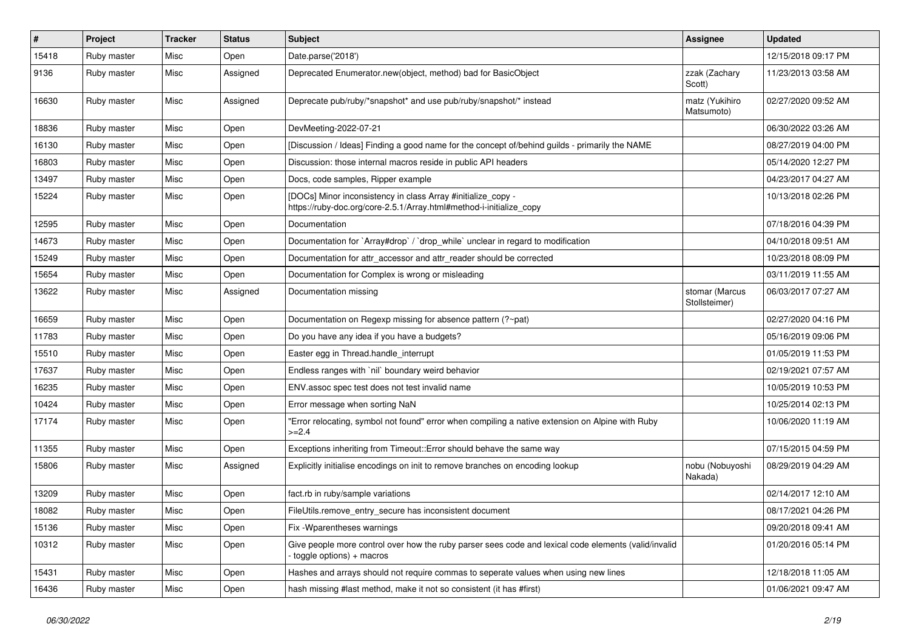| # | Project | Tracker | Status | Subject | Assignee | Updated |
|---|---|---|---|---|---|---|
| 15418 | Ruby master | Misc | Open | Date.parse('2018') | | 12/15/2018 09:17 PM |
| 9136 | Ruby master | Misc | Assigned | Deprecated Enumerator.new(object, method) bad for BasicObject | zzak (Zachary Scott) | 11/23/2013 03:58 AM |
| 16630 | Ruby master | Misc | Assigned | Deprecate pub/ruby/*snapshot* and use pub/ruby/snapshot/* instead | matz (Yukihiro Matsumoto) | 02/27/2020 09:52 AM |
| 18836 | Ruby master | Misc | Open | DevMeeting-2022-07-21 | | 06/30/2022 03:26 AM |
| 16130 | Ruby master | Misc | Open | [Discussion / Ideas] Finding a good name for the concept of/behind guilds - primarily the NAME | | 08/27/2019 04:00 PM |
| 16803 | Ruby master | Misc | Open | Discussion: those internal macros reside in public API headers | | 05/14/2020 12:27 PM |
| 13497 | Ruby master | Misc | Open | Docs, code samples, Ripper example | | 04/23/2017 04:27 AM |
| 15224 | Ruby master | Misc | Open | [DOCs] Minor inconsistency in class Array #initialize_copy - https://ruby-doc.org/core-2.5.1/Array.html#method-i-initialize_copy | | 10/13/2018 02:26 PM |
| 12595 | Ruby master | Misc | Open | Documentation | | 07/18/2016 04:39 PM |
| 14673 | Ruby master | Misc | Open | Documentation for `Array#drop` / `drop_while` unclear in regard to modification | | 04/10/2018 09:51 AM |
| 15249 | Ruby master | Misc | Open | Documentation for attr_accessor and attr_reader should be corrected | | 10/23/2018 08:09 PM |
| 15654 | Ruby master | Misc | Open | Documentation for Complex is wrong or misleading | | 03/11/2019 11:55 AM |
| 13622 | Ruby master | Misc | Assigned | Documentation missing | stomar (Marcus Stollsteimer) | 06/03/2017 07:27 AM |
| 16659 | Ruby master | Misc | Open | Documentation on Regexp missing for absence pattern (?~pat) | | 02/27/2020 04:16 PM |
| 11783 | Ruby master | Misc | Open | Do you have any idea if you have a budgets? | | 05/16/2019 09:06 PM |
| 15510 | Ruby master | Misc | Open | Easter egg in Thread.handle_interrupt | | 01/05/2019 11:53 PM |
| 17637 | Ruby master | Misc | Open | Endless ranges with `nil` boundary weird behavior | | 02/19/2021 07:57 AM |
| 16235 | Ruby master | Misc | Open | ENV.assoc spec test does not test invalid name | | 10/05/2019 10:53 PM |
| 10424 | Ruby master | Misc | Open | Error message when sorting NaN | | 10/25/2014 02:13 PM |
| 17174 | Ruby master | Misc | Open | "Error relocating, symbol not found" error when compiling a native extension on Alpine with Ruby >=2.4 | | 10/06/2020 11:19 AM |
| 11355 | Ruby master | Misc | Open | Exceptions inheriting from Timeout::Error should behave the same way | | 07/15/2015 04:59 PM |
| 15806 | Ruby master | Misc | Assigned | Explicitly initialise encodings on init to remove branches on encoding lookup | nobu (Nobuyoshi Nakada) | 08/29/2019 04:29 AM |
| 13209 | Ruby master | Misc | Open | fact.rb in ruby/sample variations | | 02/14/2017 12:10 AM |
| 18082 | Ruby master | Misc | Open | FileUtils.remove_entry_secure has inconsistent document | | 08/17/2021 04:26 PM |
| 15136 | Ruby master | Misc | Open | Fix -Wparentheses warnings | | 09/20/2018 09:41 AM |
| 10312 | Ruby master | Misc | Open | Give people more control over how the ruby parser sees code and lexical code elements (valid/invalid - toggle options) + macros | | 01/20/2016 05:14 PM |
| 15431 | Ruby master | Misc | Open | Hashes and arrays should not require commas to seperate values when using new lines | | 12/18/2018 11:05 AM |
| 16436 | Ruby master | Misc | Open | hash missing #last method, make it not so consistent (it has #first) | | 01/06/2021 09:47 AM |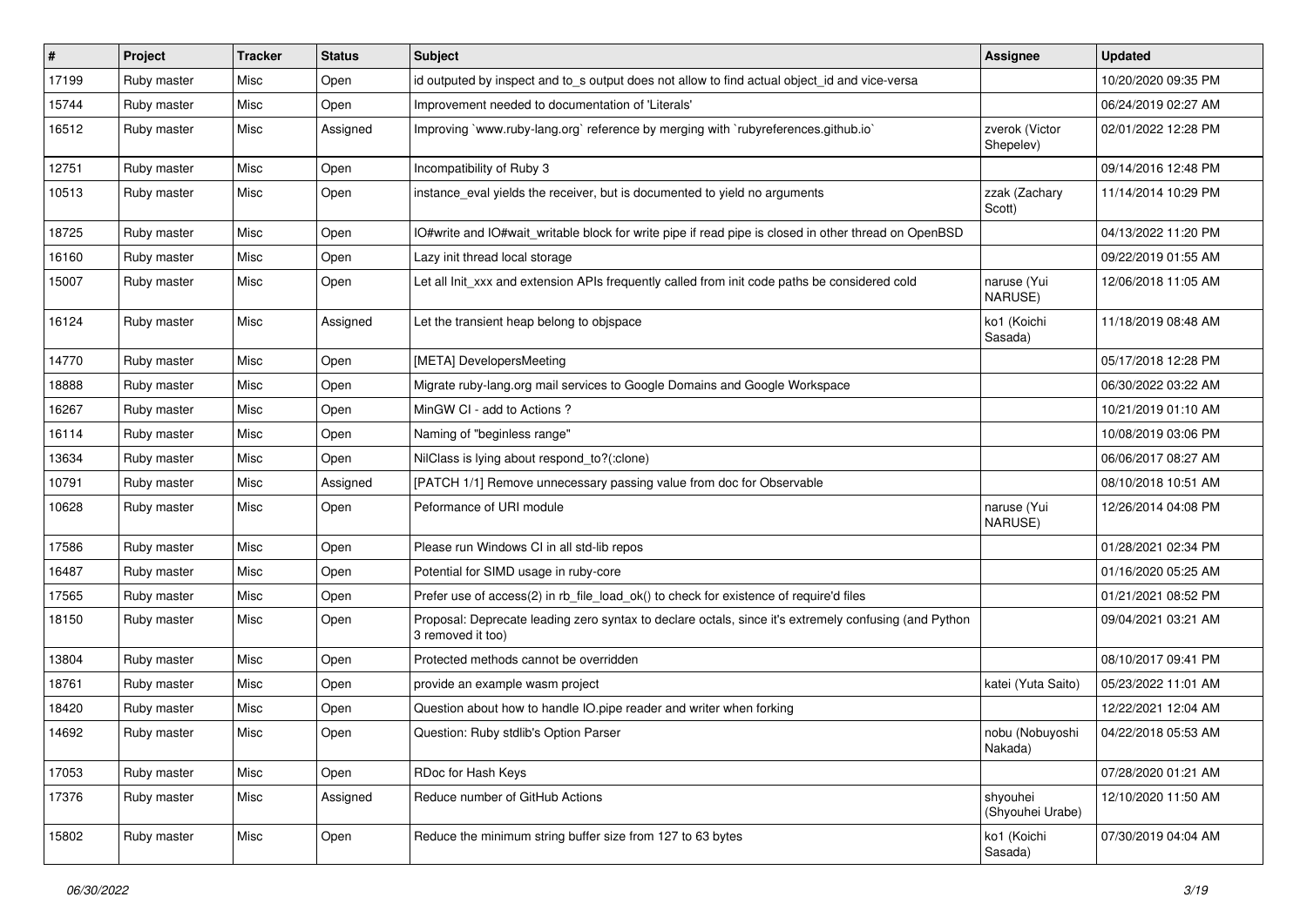| # | Project | Tracker | Status | Subject | Assignee | Updated |
|---|---|---|---|---|---|---|
| 17199 | Ruby master | Misc | Open | id outputed by inspect and to_s output does not allow to find actual object_id and vice-versa | | 10/20/2020 09:35 PM |
| 15744 | Ruby master | Misc | Open | Improvement needed to documentation of 'Literals' | | 06/24/2019 02:27 AM |
| 16512 | Ruby master | Misc | Assigned | Improving `www.ruby-lang.org` reference by merging with `rubyreferences.github.io` | zverok (Victor Shepelev) | 02/01/2022 12:28 PM |
| 12751 | Ruby master | Misc | Open | Incompatibility of Ruby 3 | | 09/14/2016 12:48 PM |
| 10513 | Ruby master | Misc | Open | instance_eval yields the receiver, but is documented to yield no arguments | zzak (Zachary Scott) | 11/14/2014 10:29 PM |
| 18725 | Ruby master | Misc | Open | IO#write and IO#wait_writable block for write pipe if read pipe is closed in other thread on OpenBSD | | 04/13/2022 11:20 PM |
| 16160 | Ruby master | Misc | Open | Lazy init thread local storage | | 09/22/2019 01:55 AM |
| 15007 | Ruby master | Misc | Open | Let all Init_xxx and extension APIs frequently called from init code paths be considered cold | naruse (Yui NARUSE) | 12/06/2018 11:05 AM |
| 16124 | Ruby master | Misc | Assigned | Let the transient heap belong to objspace | ko1 (Koichi Sasada) | 11/18/2019 08:48 AM |
| 14770 | Ruby master | Misc | Open | [META] DevelopersMeeting | | 05/17/2018 12:28 PM |
| 18888 | Ruby master | Misc | Open | Migrate ruby-lang.org mail services to Google Domains and Google Workspace | | 06/30/2022 03:22 AM |
| 16267 | Ruby master | Misc | Open | MinGW CI - add to Actions ? | | 10/21/2019 01:10 AM |
| 16114 | Ruby master | Misc | Open | Naming of "beginless range" | | 10/08/2019 03:06 PM |
| 13634 | Ruby master | Misc | Open | NilClass is lying about respond_to?(:clone) | | 06/06/2017 08:27 AM |
| 10791 | Ruby master | Misc | Assigned | [PATCH 1/1] Remove unnecessary passing value from doc for Observable | | 08/10/2018 10:51 AM |
| 10628 | Ruby master | Misc | Open | Peformance of URI module | naruse (Yui NARUSE) | 12/26/2014 04:08 PM |
| 17586 | Ruby master | Misc | Open | Please run Windows CI in all std-lib repos | | 01/28/2021 02:34 PM |
| 16487 | Ruby master | Misc | Open | Potential for SIMD usage in ruby-core | | 01/16/2020 05:25 AM |
| 17565 | Ruby master | Misc | Open | Prefer use of access(2) in rb_file_load_ok() to check for existence of require'd files | | 01/21/2021 08:52 PM |
| 18150 | Ruby master | Misc | Open | Proposal: Deprecate leading zero syntax to declare octals, since it's extremely confusing (and Python 3 removed it too) | | 09/04/2021 03:21 AM |
| 13804 | Ruby master | Misc | Open | Protected methods cannot be overridden | | 08/10/2017 09:41 PM |
| 18761 | Ruby master | Misc | Open | provide an example wasm project | katei (Yuta Saito) | 05/23/2022 11:01 AM |
| 18420 | Ruby master | Misc | Open | Question about how to handle IO.pipe reader and writer when forking | | 12/22/2021 12:04 AM |
| 14692 | Ruby master | Misc | Open | Question: Ruby stdlib's Option Parser | nobu (Nobuyoshi Nakada) | 04/22/2018 05:53 AM |
| 17053 | Ruby master | Misc | Open | RDoc for Hash Keys | | 07/28/2020 01:21 AM |
| 17376 | Ruby master | Misc | Assigned | Reduce number of GitHub Actions | shyouhei (Shyouhei Urabe) | 12/10/2020 11:50 AM |
| 15802 | Ruby master | Misc | Open | Reduce the minimum string buffer size from 127 to 63 bytes | ko1 (Koichi Sasada) | 07/30/2019 04:04 AM |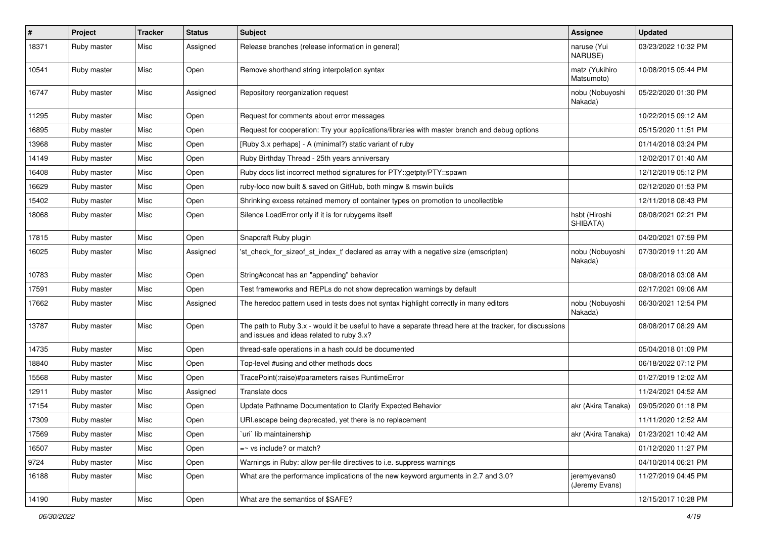| # | Project | Tracker | Status | Subject | Assignee | Updated |
|---|---|---|---|---|---|---|
| 18371 | Ruby master | Misc | Assigned | Release branches (release information in general) | naruse (Yui NARUSE) | 03/23/2022 10:32 PM |
| 10541 | Ruby master | Misc | Open | Remove shorthand string interpolation syntax | matz (Yukihiro Matsumoto) | 10/08/2015 05:44 PM |
| 16747 | Ruby master | Misc | Assigned | Repository reorganization request | nobu (Nobuyoshi Nakada) | 05/22/2020 01:30 PM |
| 11295 | Ruby master | Misc | Open | Request for comments about error messages | | 10/22/2015 09:12 AM |
| 16895 | Ruby master | Misc | Open | Request for cooperation: Try your applications/libraries with master branch and debug options | | 05/15/2020 11:51 PM |
| 13968 | Ruby master | Misc | Open | [Ruby 3.x perhaps] - A (minimal?) static variant of ruby | | 01/14/2018 03:24 PM |
| 14149 | Ruby master | Misc | Open | Ruby Birthday Thread - 25th years anniversary | | 12/02/2017 01:40 AM |
| 16408 | Ruby master | Misc | Open | Ruby docs list incorrect method signatures for PTY::getpty/PTY::spawn | | 12/12/2019 05:12 PM |
| 16629 | Ruby master | Misc | Open | ruby-loco now built & saved on GitHub, both mingw & mswin builds | | 02/12/2020 01:53 PM |
| 15402 | Ruby master | Misc | Open | Shrinking excess retained memory of container types on promotion to uncollectible | | 12/11/2018 08:43 PM |
| 18068 | Ruby master | Misc | Open | Silence LoadError only if it is for rubygems itself | hsbt (Hiroshi SHIBATA) | 08/08/2021 02:21 PM |
| 17815 | Ruby master | Misc | Open | Snapcraft Ruby plugin | | 04/20/2021 07:59 PM |
| 16025 | Ruby master | Misc | Assigned | 'st_check_for_sizeof_st_index_t' declared as array with a negative size (emscripten) | nobu (Nobuyoshi Nakada) | 07/30/2019 11:20 AM |
| 10783 | Ruby master | Misc | Open | String#concat has an "appending" behavior | | 08/08/2018 03:08 AM |
| 17591 | Ruby master | Misc | Open | Test frameworks and REPLs do not show deprecation warnings by default | | 02/17/2021 09:06 AM |
| 17662 | Ruby master | Misc | Assigned | The heredoc pattern used in tests does not syntax highlight correctly in many editors | nobu (Nobuyoshi Nakada) | 06/30/2021 12:54 PM |
| 13787 | Ruby master | Misc | Open | The path to Ruby 3.x - would it be useful to have a separate thread here at the tracker, for discussions and issues and ideas related to ruby 3.x? | | 08/08/2017 08:29 AM |
| 14735 | Ruby master | Misc | Open | thread-safe operations in a hash could be documented | | 05/04/2018 01:09 PM |
| 18840 | Ruby master | Misc | Open | Top-level #using and other methods docs | | 06/18/2022 07:12 PM |
| 15568 | Ruby master | Misc | Open | TracePoint(:raise)#parameters raises RuntimeError | | 01/27/2019 12:02 AM |
| 12911 | Ruby master | Misc | Assigned | Translate docs | | 11/24/2021 04:52 AM |
| 17154 | Ruby master | Misc | Open | Update Pathname Documentation to Clarify Expected Behavior | akr (Akira Tanaka) | 09/05/2020 01:18 PM |
| 17309 | Ruby master | Misc | Open | URI.escape being deprecated, yet there is no replacement | | 11/11/2020 12:52 AM |
| 17569 | Ruby master | Misc | Open | `uri` lib maintainership | akr (Akira Tanaka) | 01/23/2021 10:42 AM |
| 16507 | Ruby master | Misc | Open | =~ vs include? or match? | | 01/12/2020 11:27 PM |
| 9724 | Ruby master | Misc | Open | Warnings in Ruby: allow per-file directives to i.e. suppress warnings | | 04/10/2014 06:21 PM |
| 16188 | Ruby master | Misc | Open | What are the performance implications of the new keyword arguments in 2.7 and 3.0? | jeremyevans0 (Jeremy Evans) | 11/27/2019 04:45 PM |
| 14190 | Ruby master | Misc | Open | What are the semantics of $SAFE? | | 12/15/2017 10:28 PM |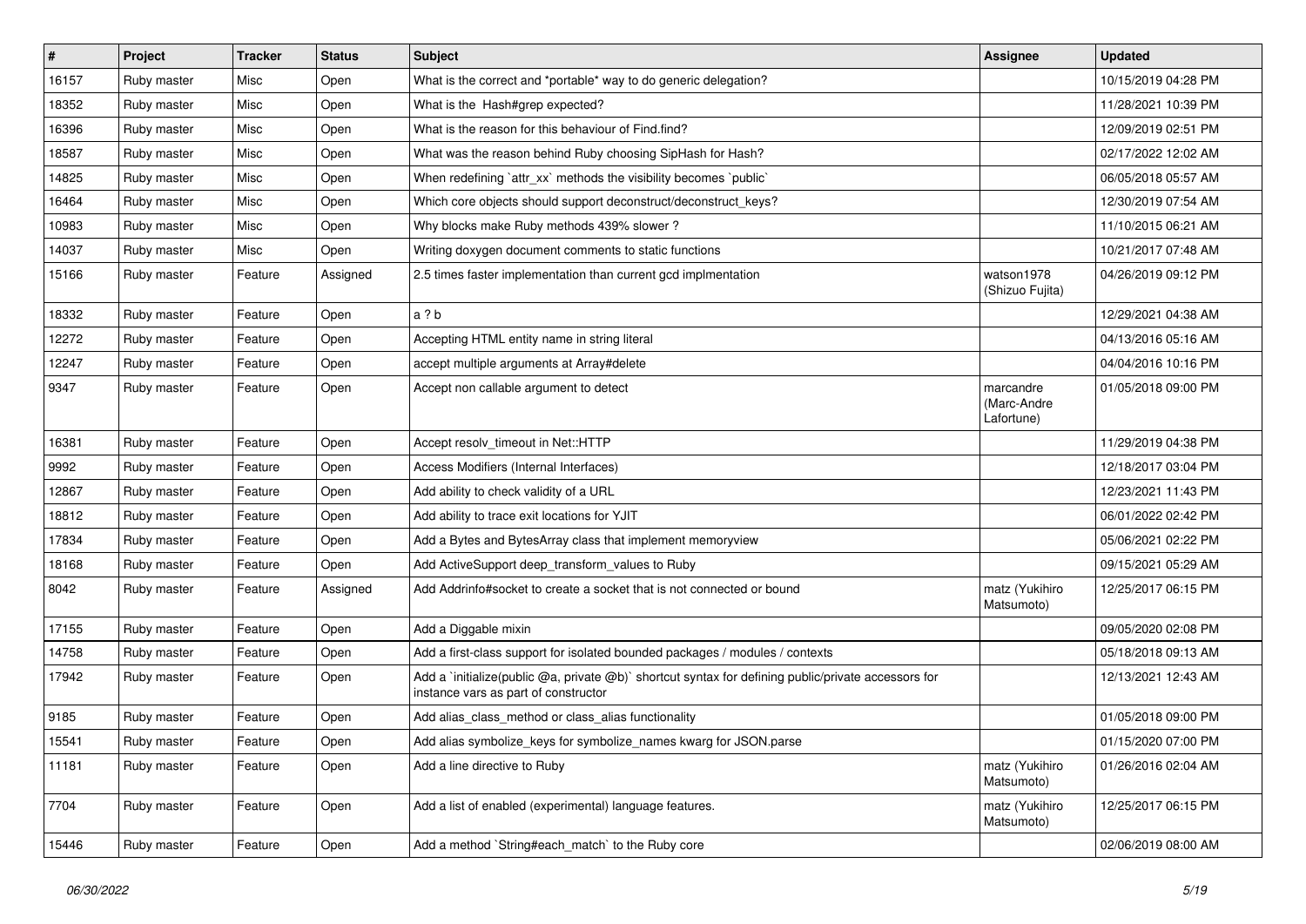| # | Project | Tracker | Status | Subject | Assignee | Updated |
|---|---|---|---|---|---|---|
| 16157 | Ruby master | Misc | Open | What is the correct and *portable* way to do generic delegation? | | 10/15/2019 04:28 PM |
| 18352 | Ruby master | Misc | Open | What is the  Hash#grep expected? | | 11/28/2021 10:39 PM |
| 16396 | Ruby master | Misc | Open | What is the reason for this behaviour of Find.find? | | 12/09/2019 02:51 PM |
| 18587 | Ruby master | Misc | Open | What was the reason behind Ruby choosing SipHash for Hash? | | 02/17/2022 12:02 AM |
| 14825 | Ruby master | Misc | Open | When redefining `attr_xx` methods the visibility becomes `public` | | 06/05/2018 05:57 AM |
| 16464 | Ruby master | Misc | Open | Which core objects should support deconstruct/deconstruct_keys? | | 12/30/2019 07:54 AM |
| 10983 | Ruby master | Misc | Open | Why blocks make Ruby methods 439% slower ? | | 11/10/2015 06:21 AM |
| 14037 | Ruby master | Misc | Open | Writing doxygen document comments to static functions | | 10/21/2017 07:48 AM |
| 15166 | Ruby master | Feature | Assigned | 2.5 times faster implementation than current gcd implmentation | watson1978 (Shizuo Fujita) | 04/26/2019 09:12 PM |
| 18332 | Ruby master | Feature | Open | a ? b | | 12/29/2021 04:38 AM |
| 12272 | Ruby master | Feature | Open | Accepting HTML entity name in string literal | | 04/13/2016 05:16 AM |
| 12247 | Ruby master | Feature | Open | accept multiple arguments at Array#delete | | 04/04/2016 10:16 PM |
| 9347 | Ruby master | Feature | Open | Accept non callable argument to detect | marcandre (Marc-Andre Lafortune) | 01/05/2018 09:00 PM |
| 16381 | Ruby master | Feature | Open | Accept resolv_timeout in Net::HTTP | | 11/29/2019 04:38 PM |
| 9992 | Ruby master | Feature | Open | Access Modifiers (Internal Interfaces) | | 12/18/2017 03:04 PM |
| 12867 | Ruby master | Feature | Open | Add ability to check validity of a URL | | 12/23/2021 11:43 PM |
| 18812 | Ruby master | Feature | Open | Add ability to trace exit locations for YJIT | | 06/01/2022 02:42 PM |
| 17834 | Ruby master | Feature | Open | Add a Bytes and BytesArray class that implement memoryview | | 05/06/2021 02:22 PM |
| 18168 | Ruby master | Feature | Open | Add ActiveSupport deep_transform_values to Ruby | | 09/15/2021 05:29 AM |
| 8042 | Ruby master | Feature | Assigned | Add Addrinfo#socket to create a socket that is not connected or bound | matz (Yukihiro Matsumoto) | 12/25/2017 06:15 PM |
| 17155 | Ruby master | Feature | Open | Add a Diggable mixin | | 09/05/2020 02:08 PM |
| 14758 | Ruby master | Feature | Open | Add a first-class support for isolated bounded packages / modules / contexts | | 05/18/2018 09:13 AM |
| 17942 | Ruby master | Feature | Open | Add a `initialize(public @a, private @b)` shortcut syntax for defining public/private accessors for instance vars as part of constructor | | 12/13/2021 12:43 AM |
| 9185 | Ruby master | Feature | Open | Add alias_class_method or class_alias functionality | | 01/05/2018 09:00 PM |
| 15541 | Ruby master | Feature | Open | Add alias symbolize_keys for symbolize_names kwarg for JSON.parse | | 01/15/2020 07:00 PM |
| 11181 | Ruby master | Feature | Open | Add a line directive to Ruby | matz (Yukihiro Matsumoto) | 01/26/2016 02:04 AM |
| 7704 | Ruby master | Feature | Open | Add a list of enabled (experimental) language features. | matz (Yukihiro Matsumoto) | 12/25/2017 06:15 PM |
| 15446 | Ruby master | Feature | Open | Add a method `String#each_match` to the Ruby core | | 02/06/2019 08:00 AM |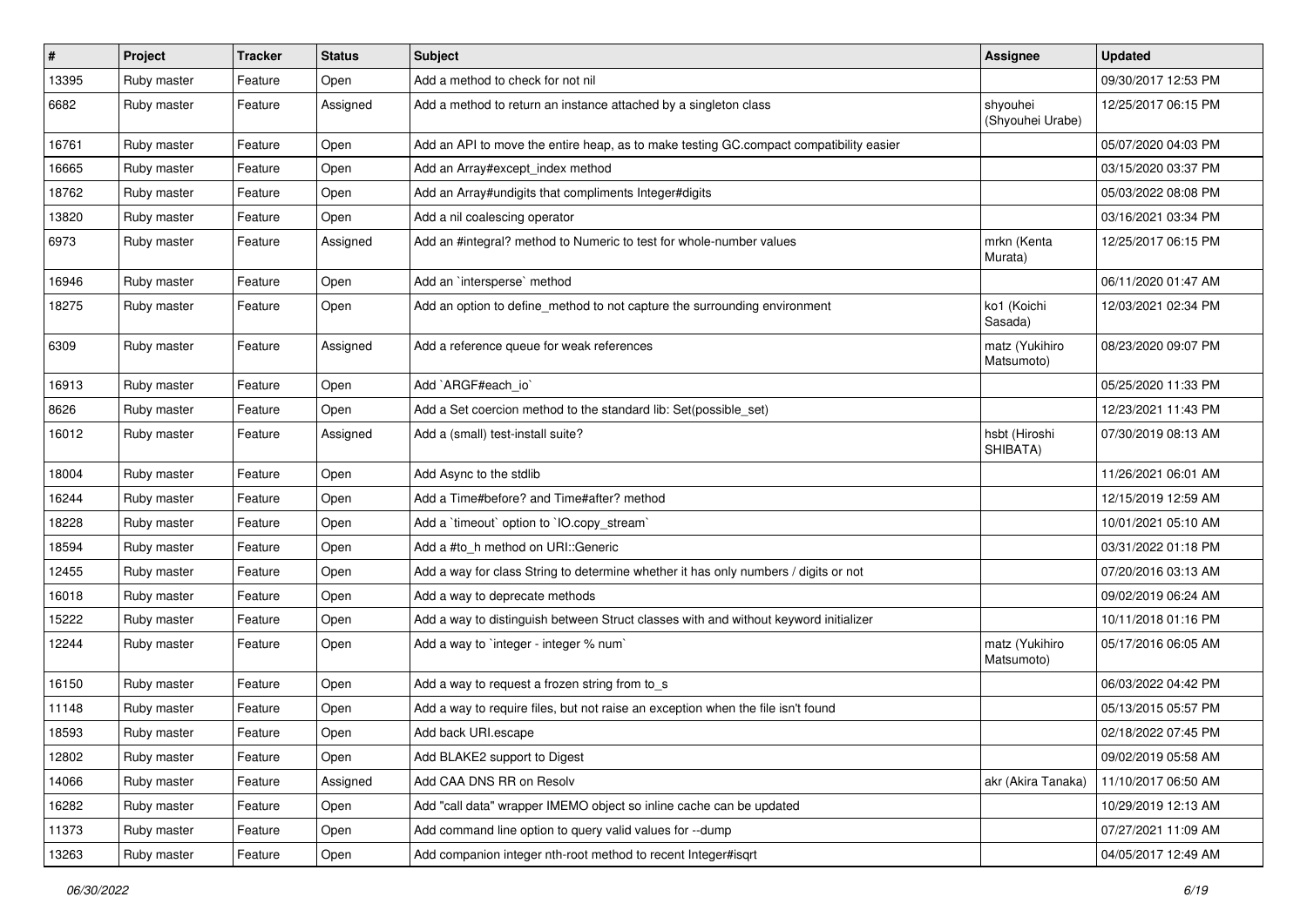| # | Project | Tracker | Status | Subject | Assignee | Updated |
|---|---|---|---|---|---|---|
| 13395 | Ruby master | Feature | Open | Add a method to check for not nil | | 09/30/2017 12:53 PM |
| 6682 | Ruby master | Feature | Assigned | Add a method to return an instance attached by a singleton class | shyouhei (Shyouhei Urabe) | 12/25/2017 06:15 PM |
| 16761 | Ruby master | Feature | Open | Add an API to move the entire heap, as to make testing GC.compact compatibility easier | | 05/07/2020 04:03 PM |
| 16665 | Ruby master | Feature | Open | Add an Array#except_index method | | 03/15/2020 03:37 PM |
| 18762 | Ruby master | Feature | Open | Add an Array#undigits that compliments Integer#digits | | 05/03/2022 08:08 PM |
| 13820 | Ruby master | Feature | Open | Add a nil coalescing operator | | 03/16/2021 03:34 PM |
| 6973 | Ruby master | Feature | Assigned | Add an #integral? method to Numeric to test for whole-number values | mrkn (Kenta Murata) | 12/25/2017 06:15 PM |
| 16946 | Ruby master | Feature | Open | Add an `intersperse` method | | 06/11/2020 01:47 AM |
| 18275 | Ruby master | Feature | Open | Add an option to define_method to not capture the surrounding environment | ko1 (Koichi Sasada) | 12/03/2021 02:34 PM |
| 6309 | Ruby master | Feature | Assigned | Add a reference queue for weak references | matz (Yukihiro Matsumoto) | 08/23/2020 09:07 PM |
| 16913 | Ruby master | Feature | Open | Add `ARGF#each_io` | | 05/25/2020 11:33 PM |
| 8626 | Ruby master | Feature | Open | Add a Set coercion method to the standard lib: Set(possible_set) | | 12/23/2021 11:43 PM |
| 16012 | Ruby master | Feature | Assigned | Add a (small) test-install suite? | hsbt (Hiroshi SHIBATA) | 07/30/2019 08:13 AM |
| 18004 | Ruby master | Feature | Open | Add Async to the stdlib | | 11/26/2021 06:01 AM |
| 16244 | Ruby master | Feature | Open | Add a Time#before? and Time#after? method | | 12/15/2019 12:59 AM |
| 18228 | Ruby master | Feature | Open | Add a `timeout` option to `IO.copy_stream` | | 10/01/2021 05:10 AM |
| 18594 | Ruby master | Feature | Open | Add a #to_h method on URI::Generic | | 03/31/2022 01:18 PM |
| 12455 | Ruby master | Feature | Open | Add a way for class String to determine whether it has only numbers / digits or not | | 07/20/2016 03:13 AM |
| 16018 | Ruby master | Feature | Open | Add a way to deprecate methods | | 09/02/2019 06:24 AM |
| 15222 | Ruby master | Feature | Open | Add a way to distinguish between Struct classes with and without keyword initializer | | 10/11/2018 01:16 PM |
| 12244 | Ruby master | Feature | Open | Add a way to `integer - integer % num` | matz (Yukihiro Matsumoto) | 05/17/2016 06:05 AM |
| 16150 | Ruby master | Feature | Open | Add a way to request a frozen string from to_s | | 06/03/2022 04:42 PM |
| 11148 | Ruby master | Feature | Open | Add a way to require files, but not raise an exception when the file isn't found | | 05/13/2015 05:57 PM |
| 18593 | Ruby master | Feature | Open | Add back URI.escape | | 02/18/2022 07:45 PM |
| 12802 | Ruby master | Feature | Open | Add BLAKE2 support to Digest | | 09/02/2019 05:58 AM |
| 14066 | Ruby master | Feature | Assigned | Add CAA DNS RR on Resolv | akr (Akira Tanaka) | 11/10/2017 06:50 AM |
| 16282 | Ruby master | Feature | Open | Add "call data" wrapper IMEMO object so inline cache can be updated | | 10/29/2019 12:13 AM |
| 11373 | Ruby master | Feature | Open | Add command line option to query valid values for --dump | | 07/27/2021 11:09 AM |
| 13263 | Ruby master | Feature | Open | Add companion integer nth-root method to recent Integer#isqrt | | 04/05/2017 12:49 AM |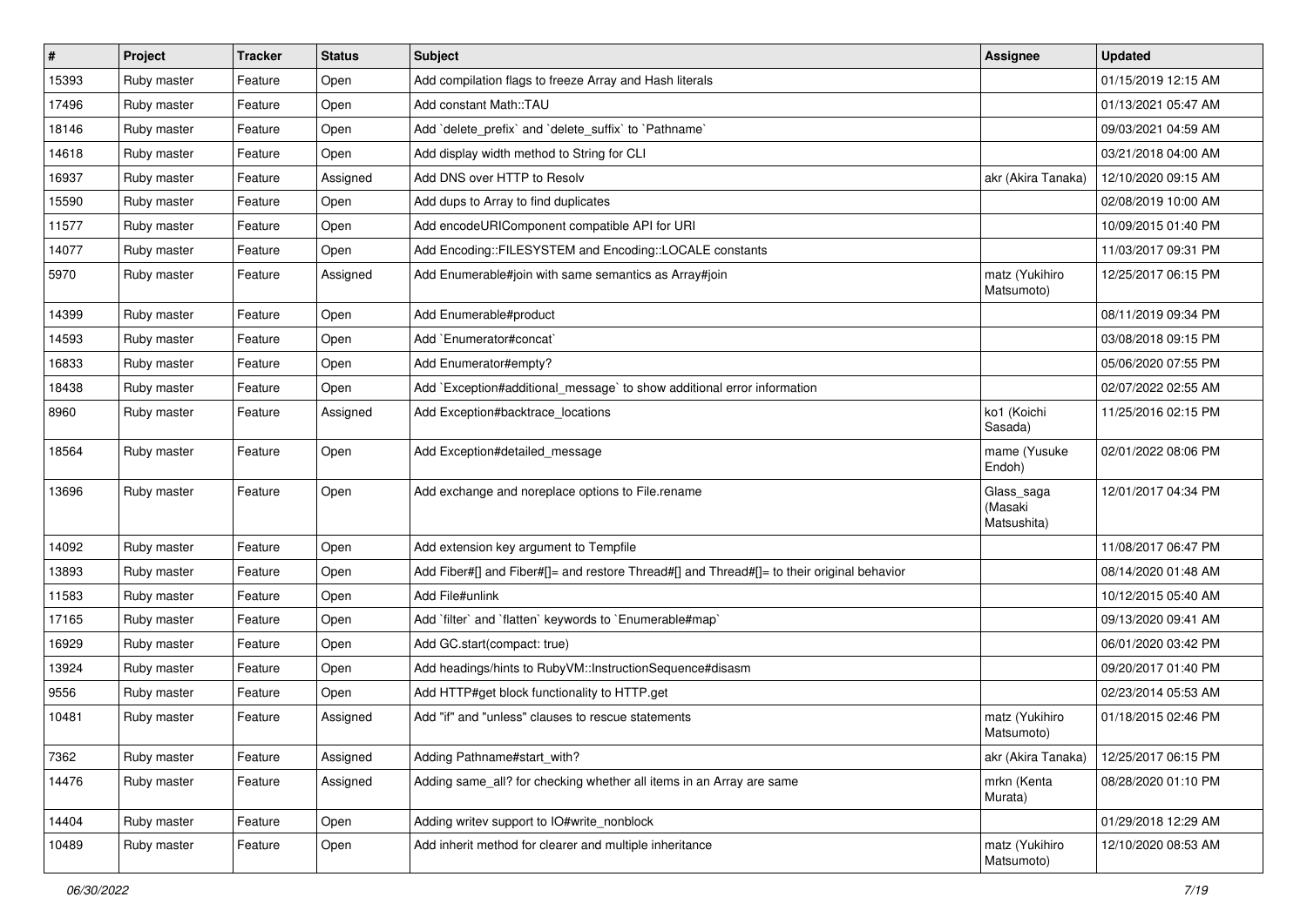| # | Project | Tracker | Status | Subject | Assignee | Updated |
|---|---|---|---|---|---|---|
| 15393 | Ruby master | Feature | Open | Add compilation flags to freeze Array and Hash literals | | 01/15/2019 12:15 AM |
| 17496 | Ruby master | Feature | Open | Add constant Math::TAU | | 01/13/2021 05:47 AM |
| 18146 | Ruby master | Feature | Open | Add `delete_prefix` and `delete_suffix` to `Pathname` | | 09/03/2021 04:59 AM |
| 14618 | Ruby master | Feature | Open | Add display width method to String for CLI | | 03/21/2018 04:00 AM |
| 16937 | Ruby master | Feature | Assigned | Add DNS over HTTP to Resolv | akr (Akira Tanaka) | 12/10/2020 09:15 AM |
| 15590 | Ruby master | Feature | Open | Add dups to Array to find duplicates | | 02/08/2019 10:00 AM |
| 11577 | Ruby master | Feature | Open | Add encodeURIComponent compatible API for URI | | 10/09/2015 01:40 PM |
| 14077 | Ruby master | Feature | Open | Add Encoding::FILESYSTEM and Encoding::LOCALE constants | | 11/03/2017 09:31 PM |
| 5970 | Ruby master | Feature | Assigned | Add Enumerable#join with same semantics as Array#join | matz (Yukihiro Matsumoto) | 12/25/2017 06:15 PM |
| 14399 | Ruby master | Feature | Open | Add Enumerable#product | | 08/11/2019 09:34 PM |
| 14593 | Ruby master | Feature | Open | Add `Enumerator#concat` | | 03/08/2018 09:15 PM |
| 16833 | Ruby master | Feature | Open | Add Enumerator#empty? | | 05/06/2020 07:55 PM |
| 18438 | Ruby master | Feature | Open | Add `Exception#additional_message` to show additional error information | | 02/07/2022 02:55 AM |
| 8960 | Ruby master | Feature | Assigned | Add Exception#backtrace_locations | ko1 (Koichi Sasada) | 11/25/2016 02:15 PM |
| 18564 | Ruby master | Feature | Open | Add Exception#detailed_message | mame (Yusuke Endoh) | 02/01/2022 08:06 PM |
| 13696 | Ruby master | Feature | Open | Add exchange and noreplace options to File.rename | Glass_saga (Masaki Matsushita) | 12/01/2017 04:34 PM |
| 14092 | Ruby master | Feature | Open | Add extension key argument to Tempfile | | 11/08/2017 06:47 PM |
| 13893 | Ruby master | Feature | Open | Add Fiber#[] and Fiber#[]= and restore Thread#[] and Thread#[]= to their original behavior | | 08/14/2020 01:48 AM |
| 11583 | Ruby master | Feature | Open | Add File#unlink | | 10/12/2015 05:40 AM |
| 17165 | Ruby master | Feature | Open | Add `filter` and `flatten` keywords to `Enumerable#map` | | 09/13/2020 09:41 AM |
| 16929 | Ruby master | Feature | Open | Add GC.start(compact: true) | | 06/01/2020 03:42 PM |
| 13924 | Ruby master | Feature | Open | Add headings/hints to RubyVM::InstructionSequence#disasm | | 09/20/2017 01:40 PM |
| 9556 | Ruby master | Feature | Open | Add HTTP#get block functionality to HTTP.get | | 02/23/2014 05:53 AM |
| 10481 | Ruby master | Feature | Assigned | Add "if" and "unless" clauses to rescue statements | matz (Yukihiro Matsumoto) | 01/18/2015 02:46 PM |
| 7362 | Ruby master | Feature | Assigned | Adding Pathname#start_with? | akr (Akira Tanaka) | 12/25/2017 06:15 PM |
| 14476 | Ruby master | Feature | Assigned | Adding same_all? for checking whether all items in an Array are same | mrkn (Kenta Murata) | 08/28/2020 01:10 PM |
| 14404 | Ruby master | Feature | Open | Adding writev support to IO#write_nonblock | | 01/29/2018 12:29 AM |
| 10489 | Ruby master | Feature | Open | Add inherit method for clearer and multiple inheritance | matz (Yukihiro Matsumoto) | 12/10/2020 08:53 AM |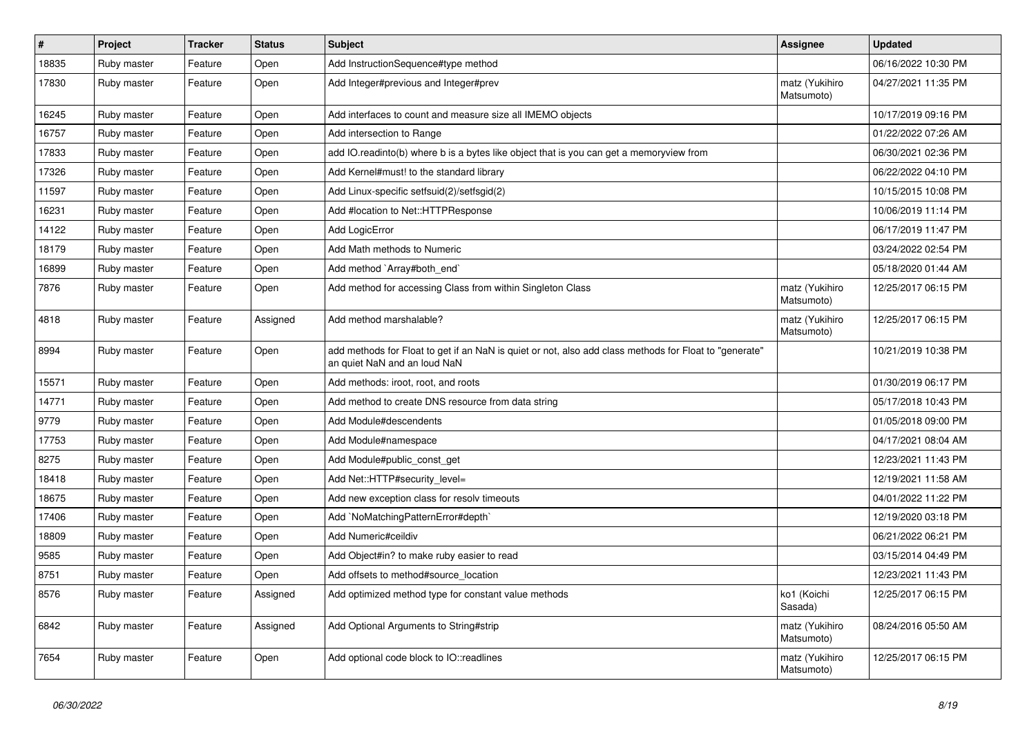| # | Project | Tracker | Status | Subject | Assignee | Updated |
|---|---|---|---|---|---|---|
| 18835 | Ruby master | Feature | Open | Add InstructionSequence#type method | | 06/16/2022 10:30 PM |
| 17830 | Ruby master | Feature | Open | Add Integer#previous and Integer#prev | matz (Yukihiro Matsumoto) | 04/27/2021 11:35 PM |
| 16245 | Ruby master | Feature | Open | Add interfaces to count and measure size all IMEMO objects | | 10/17/2019 09:16 PM |
| 16757 | Ruby master | Feature | Open | Add intersection to Range | | 01/22/2022 07:26 AM |
| 17833 | Ruby master | Feature | Open | add IO.readinto(b) where b is a bytes like object that is you can get a memoryview from | | 06/30/2021 02:36 PM |
| 17326 | Ruby master | Feature | Open | Add Kernel#must! to the standard library | | 06/22/2022 04:10 PM |
| 11597 | Ruby master | Feature | Open | Add Linux-specific setfsuid(2)/setfsgid(2) | | 10/15/2015 10:08 PM |
| 16231 | Ruby master | Feature | Open | Add #location to Net::HTTPResponse | | 10/06/2019 11:14 PM |
| 14122 | Ruby master | Feature | Open | Add LogicError | | 06/17/2019 11:47 PM |
| 18179 | Ruby master | Feature | Open | Add Math methods to Numeric | | 03/24/2022 02:54 PM |
| 16899 | Ruby master | Feature | Open | Add method `Array#both_end` | | 05/18/2020 01:44 AM |
| 7876 | Ruby master | Feature | Open | Add method for accessing Class from within Singleton Class | matz (Yukihiro Matsumoto) | 12/25/2017 06:15 PM |
| 4818 | Ruby master | Feature | Assigned | Add method marshalable? | matz (Yukihiro Matsumoto) | 12/25/2017 06:15 PM |
| 8994 | Ruby master | Feature | Open | add methods for Float to get if an NaN is quiet or not, also add class methods for Float to "generate" an quiet NaN and an loud NaN | | 10/21/2019 10:38 PM |
| 15571 | Ruby master | Feature | Open | Add methods: iroot, root, and roots | | 01/30/2019 06:17 PM |
| 14771 | Ruby master | Feature | Open | Add method to create DNS resource from data string | | 05/17/2018 10:43 PM |
| 9779 | Ruby master | Feature | Open | Add Module#descendents | | 01/05/2018 09:00 PM |
| 17753 | Ruby master | Feature | Open | Add Module#namespace | | 04/17/2021 08:04 AM |
| 8275 | Ruby master | Feature | Open | Add Module#public_const_get | | 12/23/2021 11:43 PM |
| 18418 | Ruby master | Feature | Open | Add Net::HTTP#security_level= | | 12/19/2021 11:58 AM |
| 18675 | Ruby master | Feature | Open | Add new exception class for resolv timeouts | | 04/01/2022 11:22 PM |
| 17406 | Ruby master | Feature | Open | Add `NoMatchingPatternError#depth` | | 12/19/2020 03:18 PM |
| 18809 | Ruby master | Feature | Open | Add Numeric#ceildiv | | 06/21/2022 06:21 PM |
| 9585 | Ruby master | Feature | Open | Add Object#in? to make ruby easier to read | | 03/15/2014 04:49 PM |
| 8751 | Ruby master | Feature | Open | Add offsets to method#source_location | | 12/23/2021 11:43 PM |
| 8576 | Ruby master | Feature | Assigned | Add optimized method type for constant value methods | ko1 (Koichi Sasada) | 12/25/2017 06:15 PM |
| 6842 | Ruby master | Feature | Assigned | Add Optional Arguments to String#strip | matz (Yukihiro Matsumoto) | 08/24/2016 05:50 AM |
| 7654 | Ruby master | Feature | Open | Add optional code block to IO::readlines | matz (Yukihiro Matsumoto) | 12/25/2017 06:15 PM |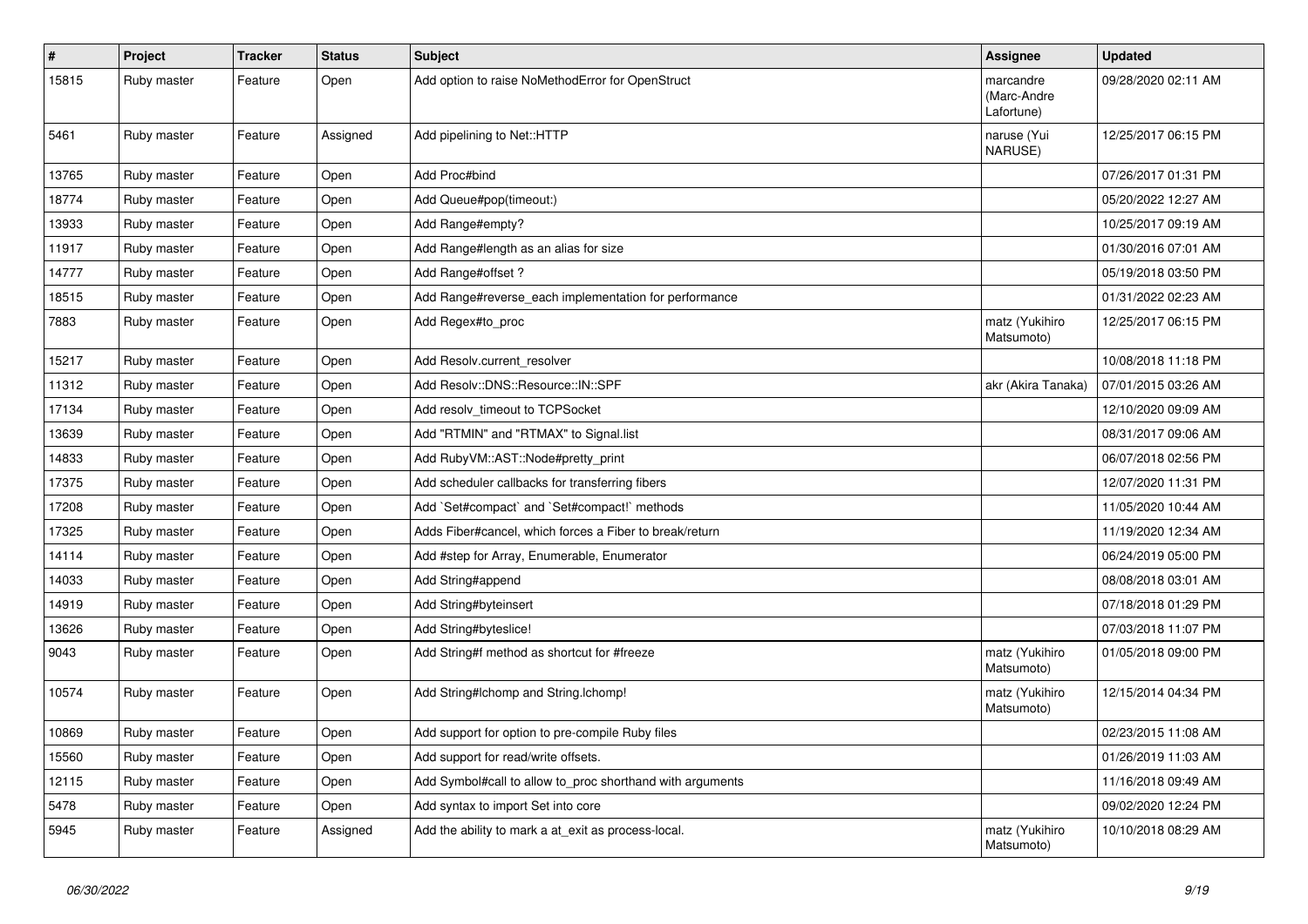| # | Project | Tracker | Status | Subject | Assignee | Updated |
|---|---|---|---|---|---|---|
| 15815 | Ruby master | Feature | Open | Add option to raise NoMethodError for OpenStruct | marcandre (Marc-Andre Lafortune) | 09/28/2020 02:11 AM |
| 5461 | Ruby master | Feature | Assigned | Add pipelining to Net::HTTP | naruse (Yui NARUSE) | 12/25/2017 06:15 PM |
| 13765 | Ruby master | Feature | Open | Add Proc#bind | | 07/26/2017 01:31 PM |
| 18774 | Ruby master | Feature | Open | Add Queue#pop(timeout:) | | 05/20/2022 12:27 AM |
| 13933 | Ruby master | Feature | Open | Add Range#empty? | | 10/25/2017 09:19 AM |
| 11917 | Ruby master | Feature | Open | Add Range#length as an alias for size | | 01/30/2016 07:01 AM |
| 14777 | Ruby master | Feature | Open | Add Range#offset ? | | 05/19/2018 03:50 PM |
| 18515 | Ruby master | Feature | Open | Add Range#reverse_each implementation for performance | | 01/31/2022 02:23 AM |
| 7883 | Ruby master | Feature | Open | Add Regex#to_proc | matz (Yukihiro Matsumoto) | 12/25/2017 06:15 PM |
| 15217 | Ruby master | Feature | Open | Add Resolv.current_resolver | | 10/08/2018 11:18 PM |
| 11312 | Ruby master | Feature | Open | Add Resolv::DNS::Resource::IN::SPF | akr (Akira Tanaka) | 07/01/2015 03:26 AM |
| 17134 | Ruby master | Feature | Open | Add resolv_timeout to TCPSocket | | 12/10/2020 09:09 AM |
| 13639 | Ruby master | Feature | Open | Add "RTMIN" and "RTMAX" to Signal.list | | 08/31/2017 09:06 AM |
| 14833 | Ruby master | Feature | Open | Add RubyVM::AST::Node#pretty_print | | 06/07/2018 02:56 PM |
| 17375 | Ruby master | Feature | Open | Add scheduler callbacks for transferring fibers | | 12/07/2020 11:31 PM |
| 17208 | Ruby master | Feature | Open | Add `Set#compact` and `Set#compact!` methods | | 11/05/2020 10:44 AM |
| 17325 | Ruby master | Feature | Open | Adds Fiber#cancel, which forces a Fiber to break/return | | 11/19/2020 12:34 AM |
| 14114 | Ruby master | Feature | Open | Add #step for Array, Enumerable, Enumerator | | 06/24/2019 05:00 PM |
| 14033 | Ruby master | Feature | Open | Add String#append | | 08/08/2018 03:01 AM |
| 14919 | Ruby master | Feature | Open | Add String#byteinsert | | 07/18/2018 01:29 PM |
| 13626 | Ruby master | Feature | Open | Add String#byteslice! | | 07/03/2018 11:07 PM |
| 9043 | Ruby master | Feature | Open | Add String#f method as shortcut for #freeze | matz (Yukihiro Matsumoto) | 01/05/2018 09:00 PM |
| 10574 | Ruby master | Feature | Open | Add String#lchomp and String.lchomp! | matz (Yukihiro Matsumoto) | 12/15/2014 04:34 PM |
| 10869 | Ruby master | Feature | Open | Add support for option to pre-compile Ruby files | | 02/23/2015 11:08 AM |
| 15560 | Ruby master | Feature | Open | Add support for read/write offsets. | | 01/26/2019 11:03 AM |
| 12115 | Ruby master | Feature | Open | Add Symbol#call to allow to_proc shorthand with arguments | | 11/16/2018 09:49 AM |
| 5478 | Ruby master | Feature | Open | Add syntax to import Set into core | | 09/02/2020 12:24 PM |
| 5945 | Ruby master | Feature | Assigned | Add the ability to mark a at_exit as process-local. | matz (Yukihiro Matsumoto) | 10/10/2018 08:29 AM |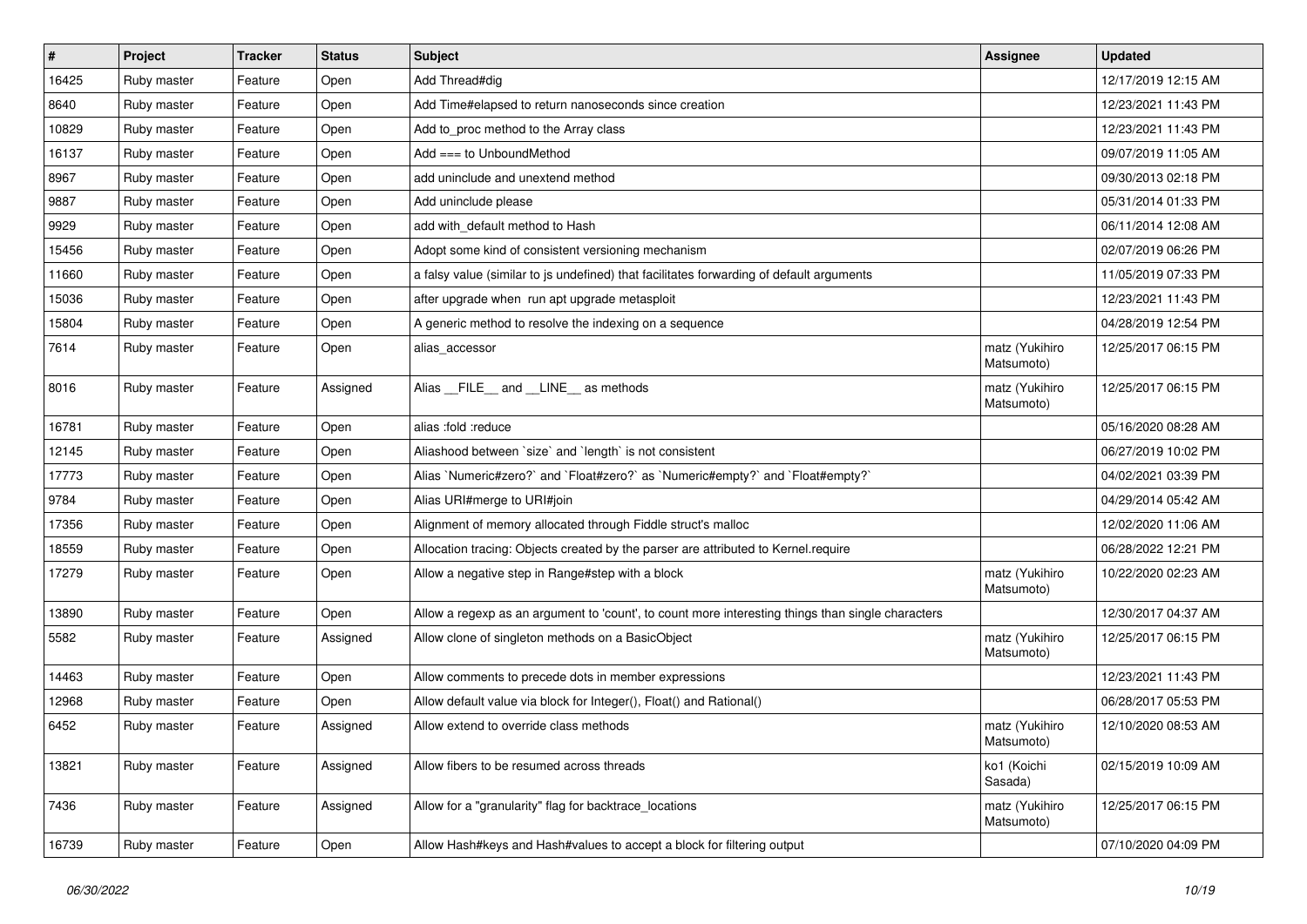| # | Project | Tracker | Status | Subject | Assignee | Updated |
|---|---|---|---|---|---|---|
| 16425 | Ruby master | Feature | Open | Add Thread#dig | | 12/17/2019 12:15 AM |
| 8640 | Ruby master | Feature | Open | Add Time#elapsed to return nanoseconds since creation | | 12/23/2021 11:43 PM |
| 10829 | Ruby master | Feature | Open | Add to_proc method to the Array class | | 12/23/2021 11:43 PM |
| 16137 | Ruby master | Feature | Open | Add === to UnboundMethod | | 09/07/2019 11:05 AM |
| 8967 | Ruby master | Feature | Open | add uninclude and unextend method | | 09/30/2013 02:18 PM |
| 9887 | Ruby master | Feature | Open | Add uninclude please | | 05/31/2014 01:33 PM |
| 9929 | Ruby master | Feature | Open | add with_default method to Hash | | 06/11/2014 12:08 AM |
| 15456 | Ruby master | Feature | Open | Adopt some kind of consistent versioning mechanism | | 02/07/2019 06:26 PM |
| 11660 | Ruby master | Feature | Open | a falsy value (similar to js undefined) that facilitates forwarding of default arguments | | 11/05/2019 07:33 PM |
| 15036 | Ruby master | Feature | Open | after upgrade when run apt upgrade metasploit | | 12/23/2021 11:43 PM |
| 15804 | Ruby master | Feature | Open | A generic method to resolve the indexing on a sequence | | 04/28/2019 12:54 PM |
| 7614 | Ruby master | Feature | Open | alias_accessor | matz (Yukihiro Matsumoto) | 12/25/2017 06:15 PM |
| 8016 | Ruby master | Feature | Assigned | Alias __FILE__ and __LINE__ as methods | matz (Yukihiro Matsumoto) | 12/25/2017 06:15 PM |
| 16781 | Ruby master | Feature | Open | alias :fold :reduce | | 05/16/2020 08:28 AM |
| 12145 | Ruby master | Feature | Open | Aliashood between `size` and `length` is not consistent | | 06/27/2019 10:02 PM |
| 17773 | Ruby master | Feature | Open | Alias `Numeric#zero?` and `Float#zero?` as `Numeric#empty?` and `Float#empty?` | | 04/02/2021 03:39 PM |
| 9784 | Ruby master | Feature | Open | Alias URI#merge to URI#join | | 04/29/2014 05:42 AM |
| 17356 | Ruby master | Feature | Open | Alignment of memory allocated through Fiddle struct's malloc | | 12/02/2020 11:06 AM |
| 18559 | Ruby master | Feature | Open | Allocation tracing: Objects created by the parser are attributed to Kernel.require | | 06/28/2022 12:21 PM |
| 17279 | Ruby master | Feature | Open | Allow a negative step in Range#step with a block | matz (Yukihiro Matsumoto) | 10/22/2020 02:23 AM |
| 13890 | Ruby master | Feature | Open | Allow a regexp as an argument to 'count', to count more interesting things than single characters | | 12/30/2017 04:37 AM |
| 5582 | Ruby master | Feature | Assigned | Allow clone of singleton methods on a BasicObject | matz (Yukihiro Matsumoto) | 12/25/2017 06:15 PM |
| 14463 | Ruby master | Feature | Open | Allow comments to precede dots in member expressions | | 12/23/2021 11:43 PM |
| 12968 | Ruby master | Feature | Open | Allow default value via block for Integer(), Float() and Rational() | | 06/28/2017 05:53 PM |
| 6452 | Ruby master | Feature | Assigned | Allow extend to override class methods | matz (Yukihiro Matsumoto) | 12/10/2020 08:53 AM |
| 13821 | Ruby master | Feature | Assigned | Allow fibers to be resumed across threads | ko1 (Koichi Sasada) | 02/15/2019 10:09 AM |
| 7436 | Ruby master | Feature | Assigned | Allow for a "granularity" flag for backtrace_locations | matz (Yukihiro Matsumoto) | 12/25/2017 06:15 PM |
| 16739 | Ruby master | Feature | Open | Allow Hash#keys and Hash#values to accept a block for filtering output | | 07/10/2020 04:09 PM |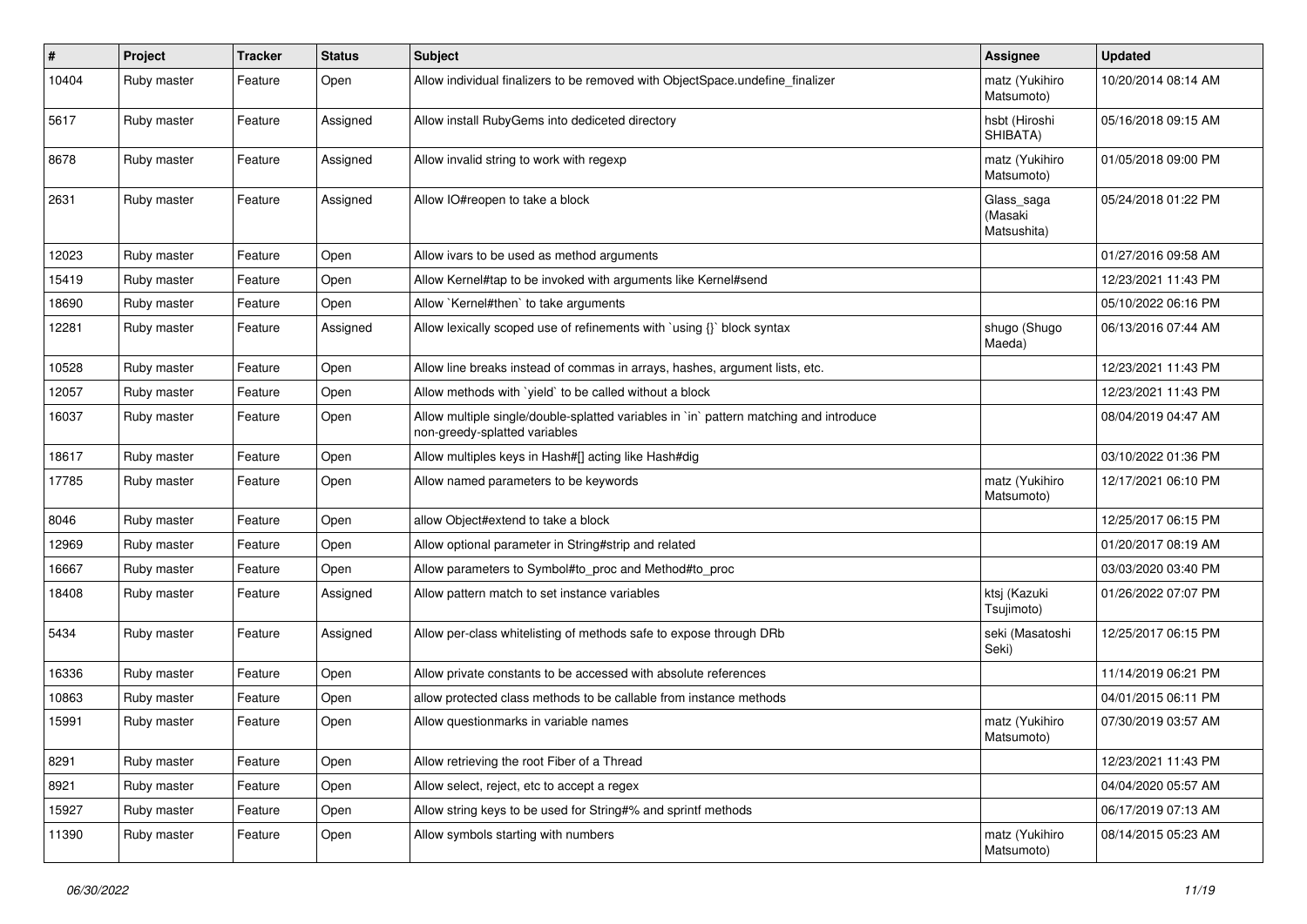| # | Project | Tracker | Status | Subject | Assignee | Updated |
|---|---|---|---|---|---|---|
| 10404 | Ruby master | Feature | Open | Allow individual finalizers to be removed with ObjectSpace.undefine_finalizer | matz (Yukihiro Matsumoto) | 10/20/2014 08:14 AM |
| 5617 | Ruby master | Feature | Assigned | Allow install RubyGems into dediceted directory | hsbt (Hiroshi SHIBATA) | 05/16/2018 09:15 AM |
| 8678 | Ruby master | Feature | Assigned | Allow invalid string to work with regexp | matz (Yukihiro Matsumoto) | 01/05/2018 09:00 PM |
| 2631 | Ruby master | Feature | Assigned | Allow IO#reopen to take a block | Glass_saga (Masaki Matsushita) | 05/24/2018 01:22 PM |
| 12023 | Ruby master | Feature | Open | Allow ivars to be used as method arguments | | 01/27/2016 09:58 AM |
| 15419 | Ruby master | Feature | Open | Allow Kernel#tap to be invoked with arguments like Kernel#send | | 12/23/2021 11:43 PM |
| 18690 | Ruby master | Feature | Open | Allow `Kernel#then` to take arguments | | 05/10/2022 06:16 PM |
| 12281 | Ruby master | Feature | Assigned | Allow lexically scoped use of refinements with `using {}` block syntax | shugo (Shugo Maeda) | 06/13/2016 07:44 AM |
| 10528 | Ruby master | Feature | Open | Allow line breaks instead of commas in arrays, hashes, argument lists, etc. | | 12/23/2021 11:43 PM |
| 12057 | Ruby master | Feature | Open | Allow methods with `yield` to be called without a block | | 12/23/2021 11:43 PM |
| 16037 | Ruby master | Feature | Open | Allow multiple single/double-splatted variables in `in` pattern matching and introduce non-greedy-splatted variables | | 08/04/2019 04:47 AM |
| 18617 | Ruby master | Feature | Open | Allow multiples keys in Hash#[] acting like Hash#dig | | 03/10/2022 01:36 PM |
| 17785 | Ruby master | Feature | Open | Allow named parameters to be keywords | matz (Yukihiro Matsumoto) | 12/17/2021 06:10 PM |
| 8046 | Ruby master | Feature | Open | allow Object#extend to take a block | | 12/25/2017 06:15 PM |
| 12969 | Ruby master | Feature | Open | Allow optional parameter in String#strip and related | | 01/20/2017 08:19 AM |
| 16667 | Ruby master | Feature | Open | Allow parameters to Symbol#to_proc and Method#to_proc | | 03/03/2020 03:40 PM |
| 18408 | Ruby master | Feature | Assigned | Allow pattern match to set instance variables | ktsj (Kazuki Tsujimoto) | 01/26/2022 07:07 PM |
| 5434 | Ruby master | Feature | Assigned | Allow per-class whitelisting of methods safe to expose through DRb | seki (Masatoshi Seki) | 12/25/2017 06:15 PM |
| 16336 | Ruby master | Feature | Open | Allow private constants to be accessed with absolute references | | 11/14/2019 06:21 PM |
| 10863 | Ruby master | Feature | Open | allow protected class methods to be callable from instance methods | | 04/01/2015 06:11 PM |
| 15991 | Ruby master | Feature | Open | Allow questionmarks in variable names | matz (Yukihiro Matsumoto) | 07/30/2019 03:57 AM |
| 8291 | Ruby master | Feature | Open | Allow retrieving the root Fiber of a Thread | | 12/23/2021 11:43 PM |
| 8921 | Ruby master | Feature | Open | Allow select, reject, etc to accept a regex | | 04/04/2020 05:57 AM |
| 15927 | Ruby master | Feature | Open | Allow string keys to be used for String#% and sprintf methods | | 06/17/2019 07:13 AM |
| 11390 | Ruby master | Feature | Open | Allow symbols starting with numbers | matz (Yukihiro Matsumoto) | 08/14/2015 05:23 AM |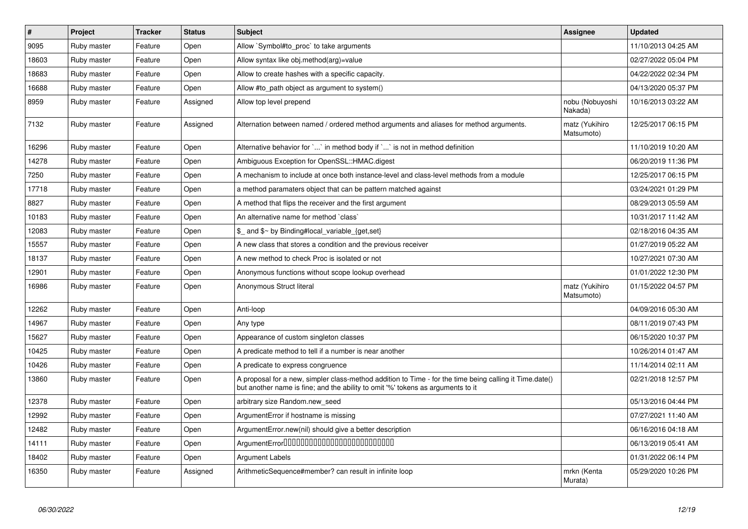| # | Project | Tracker | Status | Subject | Assignee | Updated |
|---|---|---|---|---|---|---|
| 9095 | Ruby master | Feature | Open | Allow `Symbol#to_proc` to take arguments | | 11/10/2013 04:25 AM |
| 18603 | Ruby master | Feature | Open | Allow syntax like obj.method(arg)=value | | 02/27/2022 05:04 PM |
| 18683 | Ruby master | Feature | Open | Allow to create hashes with a specific capacity. | | 04/22/2022 02:34 PM |
| 16688 | Ruby master | Feature | Open | Allow #to_path object as argument to system() | | 04/13/2020 05:37 PM |
| 8959 | Ruby master | Feature | Assigned | Allow top level prepend | nobu (Nobuyoshi Nakada) | 10/16/2013 03:22 AM |
| 7132 | Ruby master | Feature | Assigned | Alternation between named / ordered method arguments and aliases for method arguments. | matz (Yukihiro Matsumoto) | 12/25/2017 06:15 PM |
| 16296 | Ruby master | Feature | Open | Alternative behavior for `...` in method body if `...` is not in method definition | | 11/10/2019 10:20 AM |
| 14278 | Ruby master | Feature | Open | Ambiguous Exception for OpenSSL::HMAC.digest | | 06/20/2019 11:36 PM |
| 7250 | Ruby master | Feature | Open | A mechanism to include at once both instance-level and class-level methods from a module | | 12/25/2017 06:15 PM |
| 17718 | Ruby master | Feature | Open | a method paramaters object that can be pattern matched against | | 03/24/2021 01:29 PM |
| 8827 | Ruby master | Feature | Open | A method that flips the receiver and the first argument | | 08/29/2013 05:59 AM |
| 10183 | Ruby master | Feature | Open | An alternative name for method `class` | | 10/31/2017 11:42 AM |
| 12083 | Ruby master | Feature | Open | $_ and $~ by Binding#local_variable_{get,set} | | 02/18/2016 04:35 AM |
| 15557 | Ruby master | Feature | Open | A new class that stores a condition and the previous receiver | | 01/27/2019 05:22 AM |
| 18137 | Ruby master | Feature | Open | A new method to check Proc is isolated or not | | 10/27/2021 07:30 AM |
| 12901 | Ruby master | Feature | Open | Anonymous functions without scope lookup overhead | | 01/01/2022 12:30 PM |
| 16986 | Ruby master | Feature | Open | Anonymous Struct literal | matz (Yukihiro Matsumoto) | 01/15/2022 04:57 PM |
| 12262 | Ruby master | Feature | Open | Anti-loop | | 04/09/2016 05:30 AM |
| 14967 | Ruby master | Feature | Open | Any type | | 08/11/2019 07:43 PM |
| 15627 | Ruby master | Feature | Open | Appearance of custom singleton classes | | 06/15/2020 10:37 PM |
| 10425 | Ruby master | Feature | Open | A predicate method to tell if a number is near another | | 10/26/2014 01:47 AM |
| 10426 | Ruby master | Feature | Open | A predicate to express congruence | | 11/14/2014 02:11 AM |
| 13860 | Ruby master | Feature | Open | A proposal for a new, simpler class-method addition to Time - for the time being calling it Time.date() but another name is fine; and the ability to omit '%' tokens as arguments to it | | 02/21/2018 12:57 PM |
| 12378 | Ruby master | Feature | Open | arbitrary size Random.new_seed | | 05/13/2016 04:44 PM |
| 12992 | Ruby master | Feature | Open | ArgumentError if hostname is missing | | 07/27/2021 11:40 AM |
| 12482 | Ruby master | Feature | Open | ArgumentError.new(nil) should give a better description | | 06/16/2016 04:18 AM |
| 14111 | Ruby master | Feature | Open | ArgumentError□□□□□□□□□□□□□□□□□□□□□□□□□□□ | | 06/13/2019 05:41 AM |
| 18402 | Ruby master | Feature | Open | Argument Labels | | 01/31/2022 06:14 PM |
| 16350 | Ruby master | Feature | Assigned | ArithmeticSequence#member? can result in infinite loop | mrkn (Kenta Murata) | 05/29/2020 10:26 PM |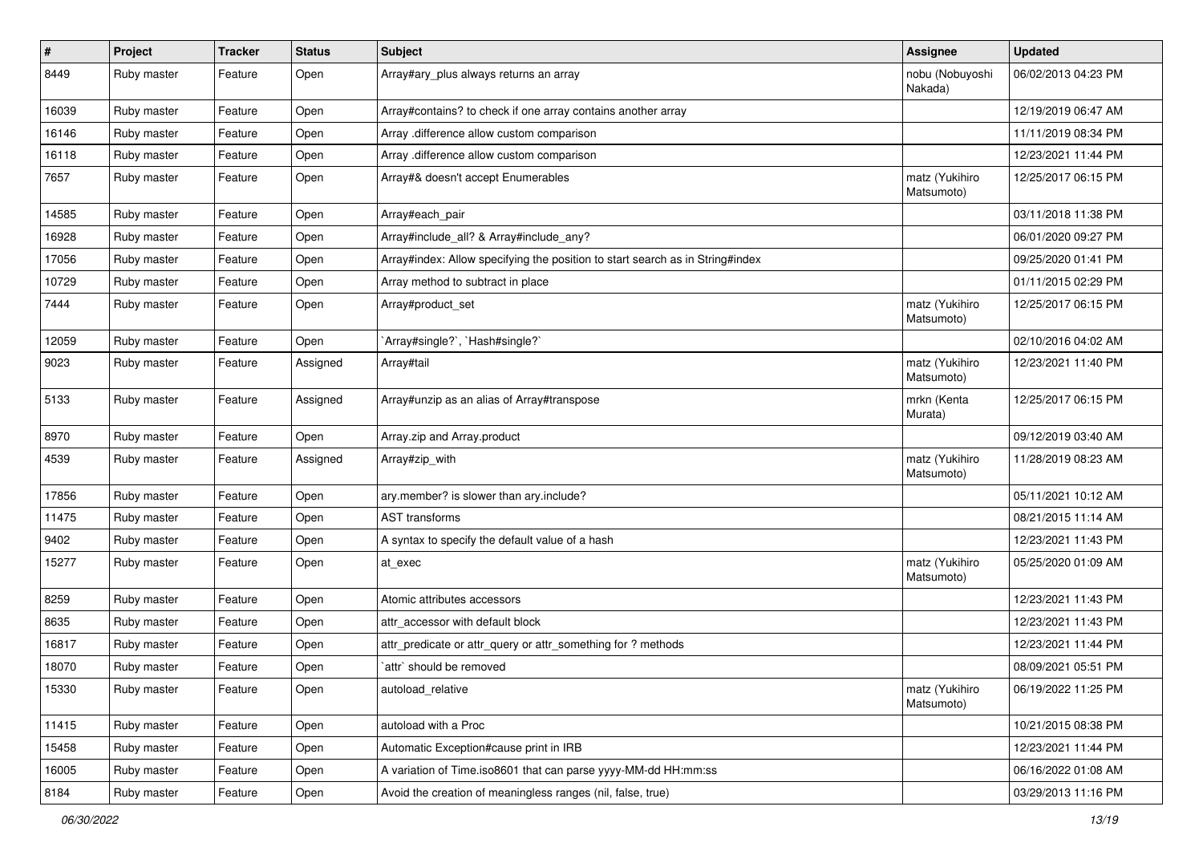| # | Project | Tracker | Status | Subject | Assignee | Updated |
|---|---|---|---|---|---|---|
| 8449 | Ruby master | Feature | Open | Array#ary_plus always returns an array | nobu (Nobuyoshi Nakada) | 06/02/2013 04:23 PM |
| 16039 | Ruby master | Feature | Open | Array#contains? to check if one array contains another array | | 12/19/2019 06:47 AM |
| 16146 | Ruby master | Feature | Open | Array .difference allow custom comparison | | 11/11/2019 08:34 PM |
| 16118 | Ruby master | Feature | Open | Array .difference allow custom comparison | | 12/23/2021 11:44 PM |
| 7657 | Ruby master | Feature | Open | Array#& doesn't accept Enumerables | matz (Yukihiro Matsumoto) | 12/25/2017 06:15 PM |
| 14585 | Ruby master | Feature | Open | Array#each_pair | | 03/11/2018 11:38 PM |
| 16928 | Ruby master | Feature | Open | Array#include_all? & Array#include_any? | | 06/01/2020 09:27 PM |
| 17056 | Ruby master | Feature | Open | Array#index: Allow specifying the position to start search as in String#index | | 09/25/2020 01:41 PM |
| 10729 | Ruby master | Feature | Open | Array method to subtract in place | | 01/11/2015 02:29 PM |
| 7444 | Ruby master | Feature | Open | Array#product_set | matz (Yukihiro Matsumoto) | 12/25/2017 06:15 PM |
| 12059 | Ruby master | Feature | Open | `Array#single?`, `Hash#single?` | | 02/10/2016 04:02 AM |
| 9023 | Ruby master | Feature | Assigned | Array#tail | matz (Yukihiro Matsumoto) | 12/23/2021 11:40 PM |
| 5133 | Ruby master | Feature | Assigned | Array#unzip as an alias of Array#transpose | mrkn (Kenta Murata) | 12/25/2017 06:15 PM |
| 8970 | Ruby master | Feature | Open | Array.zip and Array.product | | 09/12/2019 03:40 AM |
| 4539 | Ruby master | Feature | Assigned | Array#zip_with | matz (Yukihiro Matsumoto) | 11/28/2019 08:23 AM |
| 17856 | Ruby master | Feature | Open | ary.member? is slower than ary.include? | | 05/11/2021 10:12 AM |
| 11475 | Ruby master | Feature | Open | AST transforms | | 08/21/2015 11:14 AM |
| 9402 | Ruby master | Feature | Open | A syntax to specify the default value of a hash | | 12/23/2021 11:43 PM |
| 15277 | Ruby master | Feature | Open | at_exec | matz (Yukihiro Matsumoto) | 05/25/2020 01:09 AM |
| 8259 | Ruby master | Feature | Open | Atomic attributes accessors | | 12/23/2021 11:43 PM |
| 8635 | Ruby master | Feature | Open | attr_accessor with default block | | 12/23/2021 11:43 PM |
| 16817 | Ruby master | Feature | Open | attr_predicate or attr_query or attr_something for ? methods | | 12/23/2021 11:44 PM |
| 18070 | Ruby master | Feature | Open | `attr` should be removed | | 08/09/2021 05:51 PM |
| 15330 | Ruby master | Feature | Open | autoload_relative | matz (Yukihiro Matsumoto) | 06/19/2022 11:25 PM |
| 11415 | Ruby master | Feature | Open | autoload with a Proc | | 10/21/2015 08:38 PM |
| 15458 | Ruby master | Feature | Open | Automatic Exception#cause print in IRB | | 12/23/2021 11:44 PM |
| 16005 | Ruby master | Feature | Open | A variation of Time.iso8601 that can parse yyyy-MM-dd HH:mm:ss | | 06/16/2022 01:08 AM |
| 8184 | Ruby master | Feature | Open | Avoid the creation of meaningless ranges (nil, false, true) | | 03/29/2013 11:16 PM |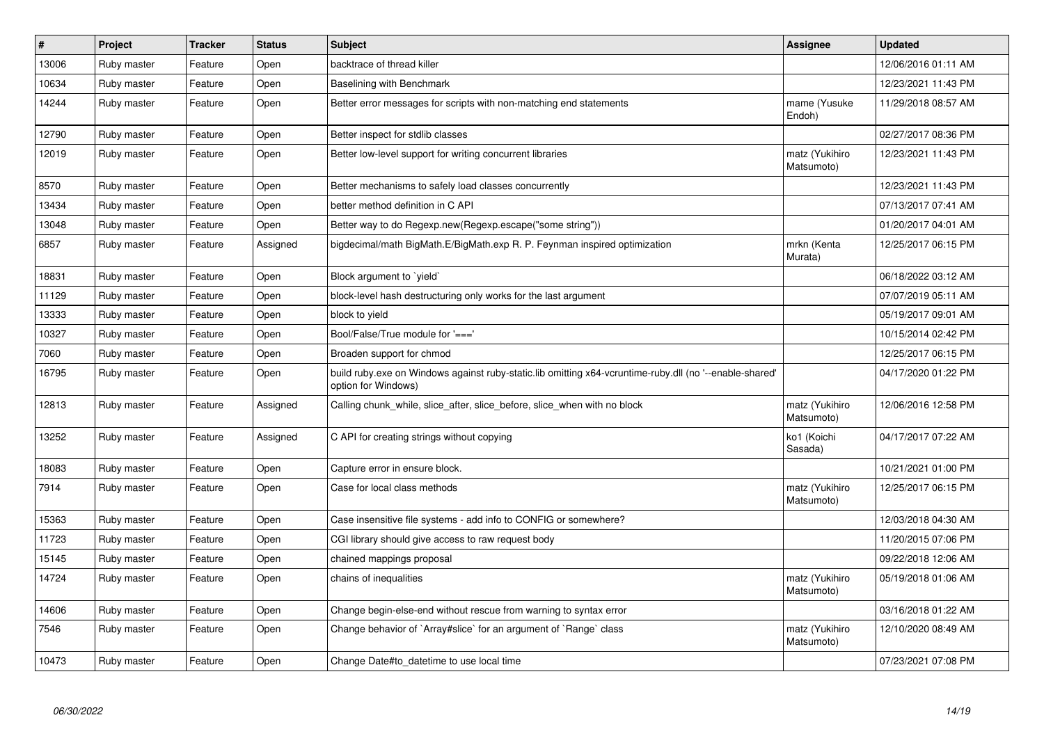| # | Project | Tracker | Status | Subject | Assignee | Updated |
|---|---|---|---|---|---|---|
| 13006 | Ruby master | Feature | Open | backtrace of thread killer | | 12/06/2016 01:11 AM |
| 10634 | Ruby master | Feature | Open | Baselining with Benchmark | | 12/23/2021 11:43 PM |
| 14244 | Ruby master | Feature | Open | Better error messages for scripts with non-matching end statements | mame (Yusuke Endoh) | 11/29/2018 08:57 AM |
| 12790 | Ruby master | Feature | Open | Better inspect for stdlib classes | | 02/27/2017 08:36 PM |
| 12019 | Ruby master | Feature | Open | Better low-level support for writing concurrent libraries | matz (Yukihiro Matsumoto) | 12/23/2021 11:43 PM |
| 8570 | Ruby master | Feature | Open | Better mechanisms to safely load classes concurrently | | 12/23/2021 11:43 PM |
| 13434 | Ruby master | Feature | Open | better method definition in C API | | 07/13/2017 07:41 AM |
| 13048 | Ruby master | Feature | Open | Better way to do Regexp.new(Regexp.escape("some string")) | | 01/20/2017 04:01 AM |
| 6857 | Ruby master | Feature | Assigned | bigdecimal/math BigMath.E/BigMath.exp R. P. Feynman inspired optimization | mrkn (Kenta Murata) | 12/25/2017 06:15 PM |
| 18831 | Ruby master | Feature | Open | Block argument to `yield` | | 06/18/2022 03:12 AM |
| 11129 | Ruby master | Feature | Open | block-level hash destructuring only works for the last argument | | 07/07/2019 05:11 AM |
| 13333 | Ruby master | Feature | Open | block to yield | | 05/19/2017 09:01 AM |
| 10327 | Ruby master | Feature | Open | Bool/False/True module for '===' | | 10/15/2014 02:42 PM |
| 7060 | Ruby master | Feature | Open | Broaden support for chmod | | 12/25/2017 06:15 PM |
| 16795 | Ruby master | Feature | Open | build ruby.exe on Windows against ruby-static.lib omitting x64-vcruntime-ruby.dll (no '--enable-shared' option for Windows) | | 04/17/2020 01:22 PM |
| 12813 | Ruby master | Feature | Assigned | Calling chunk_while, slice_after, slice_before, slice_when with no block | matz (Yukihiro Matsumoto) | 12/06/2016 12:58 PM |
| 13252 | Ruby master | Feature | Assigned | C API for creating strings without copying | ko1 (Koichi Sasada) | 04/17/2017 07:22 AM |
| 18083 | Ruby master | Feature | Open | Capture error in ensure block. | | 10/21/2021 01:00 PM |
| 7914 | Ruby master | Feature | Open | Case for local class methods | matz (Yukihiro Matsumoto) | 12/25/2017 06:15 PM |
| 15363 | Ruby master | Feature | Open | Case insensitive file systems - add info to CONFIG or somewhere? | | 12/03/2018 04:30 AM |
| 11723 | Ruby master | Feature | Open | CGI library should give access to raw request body | | 11/20/2015 07:06 PM |
| 15145 | Ruby master | Feature | Open | chained mappings proposal | | 09/22/2018 12:06 AM |
| 14724 | Ruby master | Feature | Open | chains of inequalities | matz (Yukihiro Matsumoto) | 05/19/2018 01:06 AM |
| 14606 | Ruby master | Feature | Open | Change begin-else-end without rescue from warning to syntax error | | 03/16/2018 01:22 AM |
| 7546 | Ruby master | Feature | Open | Change behavior of `Array#slice` for an argument of `Range` class | matz (Yukihiro Matsumoto) | 12/10/2020 08:49 AM |
| 10473 | Ruby master | Feature | Open | Change Date#to_datetime to use local time | | 07/23/2021 07:08 PM |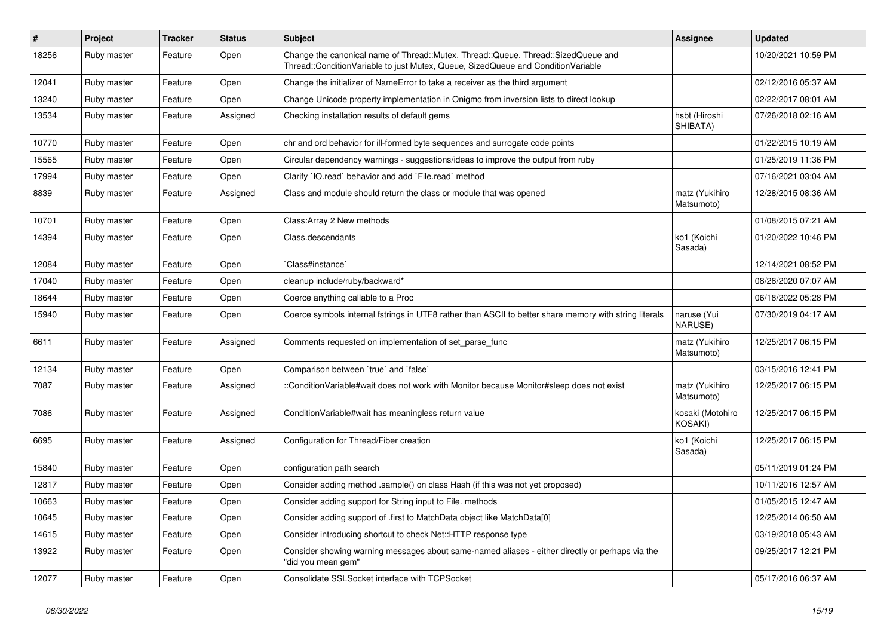| # | Project | Tracker | Status | Subject | Assignee | Updated |
|---|---|---|---|---|---|---|
| 18256 | Ruby master | Feature | Open | Change the canonical name of Thread::Mutex, Thread::Queue, Thread::SizedQueue and Thread::ConditionVariable to just Mutex, Queue, SizedQueue and ConditionVariable | | 10/20/2021 10:59 PM |
| 12041 | Ruby master | Feature | Open | Change the initializer of NameError to take a receiver as the third argument | | 02/12/2016 05:37 AM |
| 13240 | Ruby master | Feature | Open | Change Unicode property implementation in Onigmo from inversion lists to direct lookup | | 02/22/2017 08:01 AM |
| 13534 | Ruby master | Feature | Assigned | Checking installation results of default gems | hsbt (Hiroshi SHIBATA) | 07/26/2018 02:16 AM |
| 10770 | Ruby master | Feature | Open | chr and ord behavior for ill-formed byte sequences and surrogate code points | | 01/22/2015 10:19 AM |
| 15565 | Ruby master | Feature | Open | Circular dependency warnings - suggestions/ideas to improve the output from ruby | | 01/25/2019 11:36 PM |
| 17994 | Ruby master | Feature | Open | Clarify `IO.read` behavior and add `File.read` method | | 07/16/2021 03:04 AM |
| 8839 | Ruby master | Feature | Assigned | Class and module should return the class or module that was opened | matz (Yukihiro Matsumoto) | 12/28/2015 08:36 AM |
| 10701 | Ruby master | Feature | Open | Class:Array 2 New methods | | 01/08/2015 07:21 AM |
| 14394 | Ruby master | Feature | Open | Class.descendants | ko1 (Koichi Sasada) | 01/20/2022 10:46 PM |
| 12084 | Ruby master | Feature | Open | `Class#instance` | | 12/14/2021 08:52 PM |
| 17040 | Ruby master | Feature | Open | cleanup include/ruby/backward* | | 08/26/2020 07:07 AM |
| 18644 | Ruby master | Feature | Open | Coerce anything callable to a Proc | | 06/18/2022 05:28 PM |
| 15940 | Ruby master | Feature | Open | Coerce symbols internal fstrings in UTF8 rather than ASCII to better share memory with string literals | naruse (Yui NARUSE) | 07/30/2019 04:17 AM |
| 6611 | Ruby master | Feature | Assigned | Comments requested on implementation of set_parse_func | matz (Yukihiro Matsumoto) | 12/25/2017 06:15 PM |
| 12134 | Ruby master | Feature | Open | Comparison between `true` and `false` | | 03/15/2016 12:41 PM |
| 7087 | Ruby master | Feature | Assigned | ::ConditionVariable#wait does not work with Monitor because Monitor#sleep does not exist | matz (Yukihiro Matsumoto) | 12/25/2017 06:15 PM |
| 7086 | Ruby master | Feature | Assigned | ConditionVariable#wait has meaningless return value | kosaki (Motohiro KOSAKI) | 12/25/2017 06:15 PM |
| 6695 | Ruby master | Feature | Assigned | Configuration for Thread/Fiber creation | ko1 (Koichi Sasada) | 12/25/2017 06:15 PM |
| 15840 | Ruby master | Feature | Open | configuration path search | | 05/11/2019 01:24 PM |
| 12817 | Ruby master | Feature | Open | Consider adding method .sample() on class Hash (if this was not yet proposed) | | 10/11/2016 12:57 AM |
| 10663 | Ruby master | Feature | Open | Consider adding support for String input to File. methods | | 01/05/2015 12:47 AM |
| 10645 | Ruby master | Feature | Open | Consider adding support of .first to MatchData object like MatchData[0] | | 12/25/2014 06:50 AM |
| 14615 | Ruby master | Feature | Open | Consider introducing shortcut to check Net::HTTP response type | | 03/19/2018 05:43 AM |
| 13922 | Ruby master | Feature | Open | Consider showing warning messages about same-named aliases - either directly or perhaps via the "did you mean gem" | | 09/25/2017 12:21 PM |
| 12077 | Ruby master | Feature | Open | Consolidate SSLSocket interface with TCPSocket | | 05/17/2016 06:37 AM |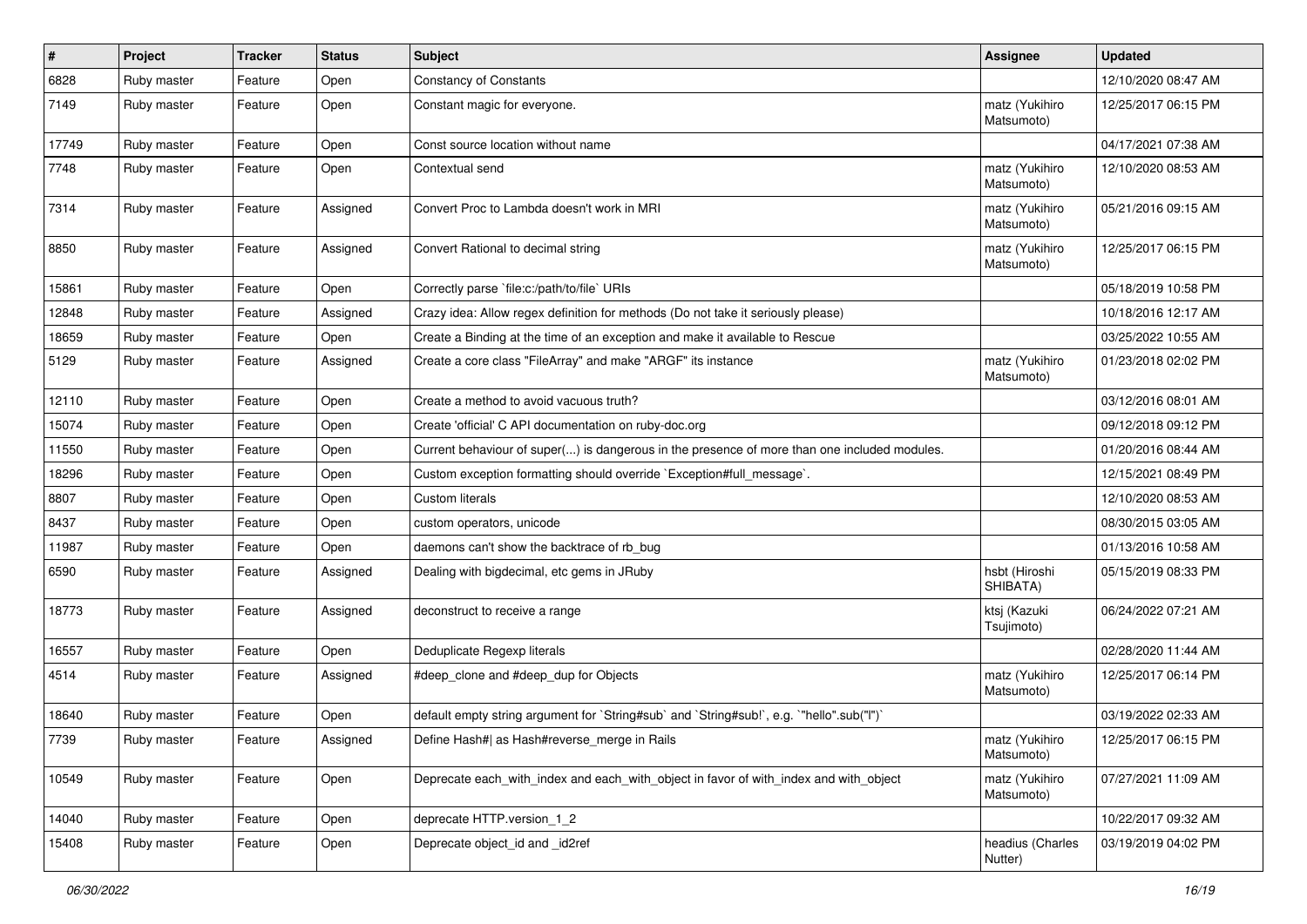| # | Project | Tracker | Status | Subject | Assignee | Updated |
|---|---|---|---|---|---|---|
| 6828 | Ruby master | Feature | Open | Constancy of Constants | | 12/10/2020 08:47 AM |
| 7149 | Ruby master | Feature | Open | Constant magic for everyone. | matz (Yukihiro Matsumoto) | 12/25/2017 06:15 PM |
| 17749 | Ruby master | Feature | Open | Const source location without name | | 04/17/2021 07:38 AM |
| 7748 | Ruby master | Feature | Open | Contextual send | matz (Yukihiro Matsumoto) | 12/10/2020 08:53 AM |
| 7314 | Ruby master | Feature | Assigned | Convert Proc to Lambda doesn't work in MRI | matz (Yukihiro Matsumoto) | 05/21/2016 09:15 AM |
| 8850 | Ruby master | Feature | Assigned | Convert Rational to decimal string | matz (Yukihiro Matsumoto) | 12/25/2017 06:15 PM |
| 15861 | Ruby master | Feature | Open | Correctly parse `file:c:/path/to/file` URIs | | 05/18/2019 10:58 PM |
| 12848 | Ruby master | Feature | Assigned | Crazy idea: Allow regex definition for methods (Do not take it seriously please) | | 10/18/2016 12:17 AM |
| 18659 | Ruby master | Feature | Open | Create a Binding at the time of an exception and make it available to Rescue | | 03/25/2022 10:55 AM |
| 5129 | Ruby master | Feature | Assigned | Create a core class "FileArray" and make "ARGF" its instance | matz (Yukihiro Matsumoto) | 01/23/2018 02:02 PM |
| 12110 | Ruby master | Feature | Open | Create a method to avoid vacuous truth? | | 03/12/2016 08:01 AM |
| 15074 | Ruby master | Feature | Open | Create 'official' C API documentation on ruby-doc.org | | 09/12/2018 09:12 PM |
| 11550 | Ruby master | Feature | Open | Current behaviour of super(...) is dangerous in the presence of more than one included modules. | | 01/20/2016 08:44 AM |
| 18296 | Ruby master | Feature | Open | Custom exception formatting should override `Exception#full_message`. | | 12/15/2021 08:49 PM |
| 8807 | Ruby master | Feature | Open | Custom literals | | 12/10/2020 08:53 AM |
| 8437 | Ruby master | Feature | Open | custom operators, unicode | | 08/30/2015 03:05 AM |
| 11987 | Ruby master | Feature | Open | daemons can't show the backtrace of rb_bug | | 01/13/2016 10:58 AM |
| 6590 | Ruby master | Feature | Assigned | Dealing with bigdecimal, etc gems in JRuby | hsbt (Hiroshi SHIBATA) | 05/15/2019 08:33 PM |
| 18773 | Ruby master | Feature | Assigned | deconstruct to receive a range | ktsj (Kazuki Tsujimoto) | 06/24/2022 07:21 AM |
| 16557 | Ruby master | Feature | Open | Deduplicate Regexp literals | | 02/28/2020 11:44 AM |
| 4514 | Ruby master | Feature | Assigned | #deep_clone and #deep_dup for Objects | matz (Yukihiro Matsumoto) | 12/25/2017 06:14 PM |
| 18640 | Ruby master | Feature | Open | default empty string argument for `String#sub` and `String#sub!`, e.g. `"hello".sub("l")` | | 03/19/2022 02:33 AM |
| 7739 | Ruby master | Feature | Assigned | Define Hash#\| as Hash#reverse_merge in Rails | matz (Yukihiro Matsumoto) | 12/25/2017 06:15 PM |
| 10549 | Ruby master | Feature | Open | Deprecate each_with_index and each_with_object in favor of with_index and with_object | matz (Yukihiro Matsumoto) | 07/27/2021 11:09 AM |
| 14040 | Ruby master | Feature | Open | deprecate HTTP.version_1_2 | | 10/22/2017 09:32 AM |
| 15408 | Ruby master | Feature | Open | Deprecate object_id and _id2ref | headius (Charles Nutter) | 03/19/2019 04:02 PM |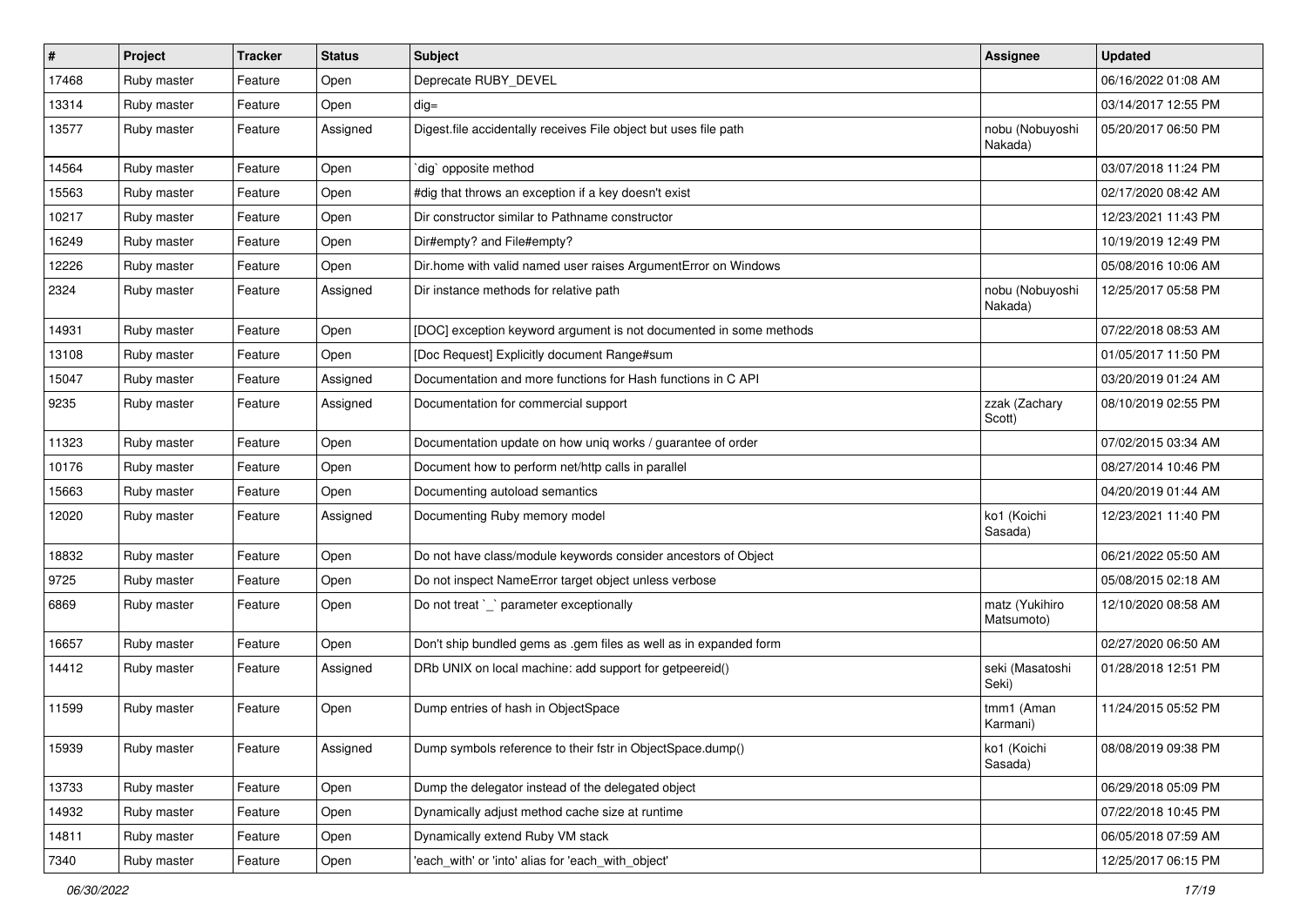| # | Project | Tracker | Status | Subject | Assignee | Updated |
|---|---|---|---|---|---|---|
| 17468 | Ruby master | Feature | Open | Deprecate RUBY_DEVEL | | 06/16/2022 01:08 AM |
| 13314 | Ruby master | Feature | Open | dig= | | 03/14/2017 12:55 PM |
| 13577 | Ruby master | Feature | Assigned | Digest.file accidentally receives File object but uses file path | nobu (Nobuyoshi Nakada) | 05/20/2017 06:50 PM |
| 14564 | Ruby master | Feature | Open | `dig` opposite method | | 03/07/2018 11:24 PM |
| 15563 | Ruby master | Feature | Open | #dig that throws an exception if a key doesn't exist | | 02/17/2020 08:42 AM |
| 10217 | Ruby master | Feature | Open | Dir constructor similar to Pathname constructor | | 12/23/2021 11:43 PM |
| 16249 | Ruby master | Feature | Open | Dir#empty? and File#empty? | | 10/19/2019 12:49 PM |
| 12226 | Ruby master | Feature | Open | Dir.home with valid named user raises ArgumentError on Windows | | 05/08/2016 10:06 AM |
| 2324 | Ruby master | Feature | Assigned | Dir instance methods for relative path | nobu (Nobuyoshi Nakada) | 12/25/2017 05:58 PM |
| 14931 | Ruby master | Feature | Open | [DOC] exception keyword argument is not documented in some methods | | 07/22/2018 08:53 AM |
| 13108 | Ruby master | Feature | Open | [Doc Request] Explicitly document Range#sum | | 01/05/2017 11:50 PM |
| 15047 | Ruby master | Feature | Assigned | Documentation and more functions for Hash functions in C API | | 03/20/2019 01:24 AM |
| 9235 | Ruby master | Feature | Assigned | Documentation for commercial support | zzak (Zachary Scott) | 08/10/2019 02:55 PM |
| 11323 | Ruby master | Feature | Open | Documentation update on how uniq works / guarantee of order | | 07/02/2015 03:34 AM |
| 10176 | Ruby master | Feature | Open | Document how to perform net/http calls in parallel | | 08/27/2014 10:46 PM |
| 15663 | Ruby master | Feature | Open | Documenting autoload semantics | | 04/20/2019 01:44 AM |
| 12020 | Ruby master | Feature | Assigned | Documenting Ruby memory model | ko1 (Koichi Sasada) | 12/23/2021 11:40 PM |
| 18832 | Ruby master | Feature | Open | Do not have class/module keywords consider ancestors of Object | | 06/21/2022 05:50 AM |
| 9725 | Ruby master | Feature | Open | Do not inspect NameError target object unless verbose | | 05/08/2015 02:18 AM |
| 6869 | Ruby master | Feature | Open | Do not treat `_` parameter exceptionally | matz (Yukihiro Matsumoto) | 12/10/2020 08:58 AM |
| 16657 | Ruby master | Feature | Open | Don't ship bundled gems as .gem files as well as in expanded form | | 02/27/2020 06:50 AM |
| 14412 | Ruby master | Feature | Assigned | DRb UNIX on local machine: add support for getpeereid() | seki (Masatoshi Seki) | 01/28/2018 12:51 PM |
| 11599 | Ruby master | Feature | Open | Dump entries of hash in ObjectSpace | tmm1 (Aman Karmani) | 11/24/2015 05:52 PM |
| 15939 | Ruby master | Feature | Assigned | Dump symbols reference to their fstr in ObjectSpace.dump() | ko1 (Koichi Sasada) | 08/08/2019 09:38 PM |
| 13733 | Ruby master | Feature | Open | Dump the delegator instead of the delegated object | | 06/29/2018 05:09 PM |
| 14932 | Ruby master | Feature | Open | Dynamically adjust method cache size at runtime | | 07/22/2018 10:45 PM |
| 14811 | Ruby master | Feature | Open | Dynamically extend Ruby VM stack | | 06/05/2018 07:59 AM |
| 7340 | Ruby master | Feature | Open | 'each_with' or 'into' alias for 'each_with_object' | | 12/25/2017 06:15 PM |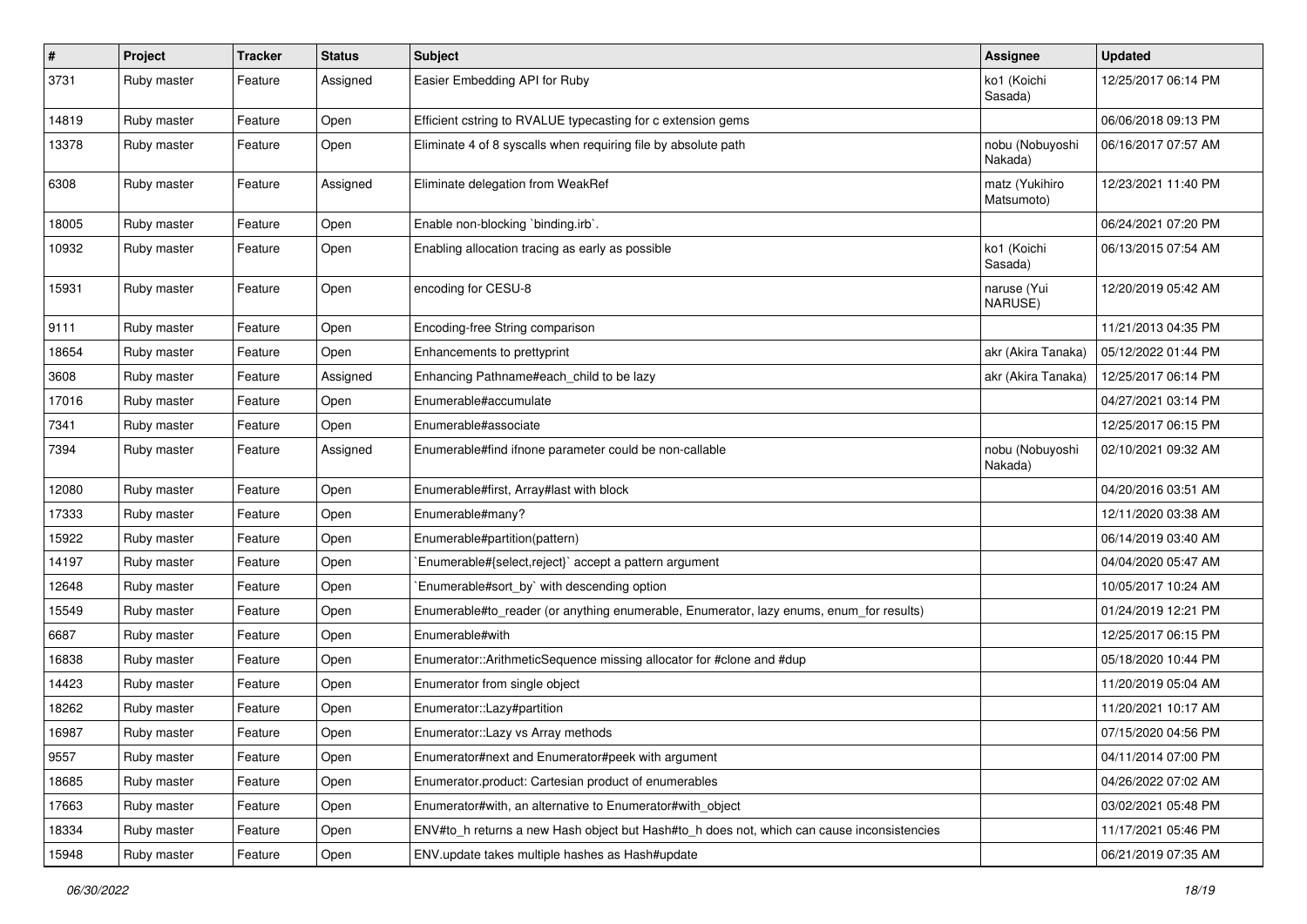| # | Project | Tracker | Status | Subject | Assignee | Updated |
|---|---|---|---|---|---|---|
| 3731 | Ruby master | Feature | Assigned | Easier Embedding API for Ruby | ko1 (Koichi Sasada) | 12/25/2017 06:14 PM |
| 14819 | Ruby master | Feature | Open | Efficient cstring to RVALUE typecasting for c extension gems | | 06/06/2018 09:13 PM |
| 13378 | Ruby master | Feature | Open | Eliminate 4 of 8 syscalls when requiring file by absolute path | nobu (Nobuyoshi Nakada) | 06/16/2017 07:57 AM |
| 6308 | Ruby master | Feature | Assigned | Eliminate delegation from WeakRef | matz (Yukihiro Matsumoto) | 12/23/2021 11:40 PM |
| 18005 | Ruby master | Feature | Open | Enable non-blocking `binding.irb`. | | 06/24/2021 07:20 PM |
| 10932 | Ruby master | Feature | Open | Enabling allocation tracing as early as possible | ko1 (Koichi Sasada) | 06/13/2015 07:54 AM |
| 15931 | Ruby master | Feature | Open | encoding for CESU-8 | naruse (Yui NARUSE) | 12/20/2019 05:42 AM |
| 9111 | Ruby master | Feature | Open | Encoding-free String comparison | | 11/21/2013 04:35 PM |
| 18654 | Ruby master | Feature | Open | Enhancements to prettyprint | akr (Akira Tanaka) | 05/12/2022 01:44 PM |
| 3608 | Ruby master | Feature | Assigned | Enhancing Pathname#each_child to be lazy | akr (Akira Tanaka) | 12/25/2017 06:14 PM |
| 17016 | Ruby master | Feature | Open | Enumerable#accumulate | | 04/27/2021 03:14 PM |
| 7341 | Ruby master | Feature | Open | Enumerable#associate | | 12/25/2017 06:15 PM |
| 7394 | Ruby master | Feature | Assigned | Enumerable#find ifnone parameter could be non-callable | nobu (Nobuyoshi Nakada) | 02/10/2021 09:32 AM |
| 12080 | Ruby master | Feature | Open | Enumerable#first, Array#last with block | | 04/20/2016 03:51 AM |
| 17333 | Ruby master | Feature | Open | Enumerable#many? | | 12/11/2020 03:38 AM |
| 15922 | Ruby master | Feature | Open | Enumerable#partition(pattern) | | 06/14/2019 03:40 AM |
| 14197 | Ruby master | Feature | Open | `Enumerable#{select,reject}` accept a pattern argument | | 04/04/2020 05:47 AM |
| 12648 | Ruby master | Feature | Open | `Enumerable#sort_by` with descending option | | 10/05/2017 10:24 AM |
| 15549 | Ruby master | Feature | Open | Enumerable#to_reader (or anything enumerable, Enumerator, lazy enums, enum_for results) | | 01/24/2019 12:21 PM |
| 6687 | Ruby master | Feature | Open | Enumerable#with | | 12/25/2017 06:15 PM |
| 16838 | Ruby master | Feature | Open | Enumerator::ArithmeticSequence missing allocator for #clone and #dup | | 05/18/2020 10:44 PM |
| 14423 | Ruby master | Feature | Open | Enumerator from single object | | 11/20/2019 05:04 AM |
| 18262 | Ruby master | Feature | Open | Enumerator::Lazy#partition | | 11/20/2021 10:17 AM |
| 16987 | Ruby master | Feature | Open | Enumerator::Lazy vs Array methods | | 07/15/2020 04:56 PM |
| 9557 | Ruby master | Feature | Open | Enumerator#next and Enumerator#peek with argument | | 04/11/2014 07:00 PM |
| 18685 | Ruby master | Feature | Open | Enumerator.product: Cartesian product of enumerables | | 04/26/2022 07:02 AM |
| 17663 | Ruby master | Feature | Open | Enumerator#with, an alternative to Enumerator#with_object | | 03/02/2021 05:48 PM |
| 18334 | Ruby master | Feature | Open | ENV#to_h returns a new Hash object but Hash#to_h does not, which can cause inconsistencies | | 11/17/2021 05:46 PM |
| 15948 | Ruby master | Feature | Open | ENV.update takes multiple hashes as Hash#update | | 06/21/2019 07:35 AM |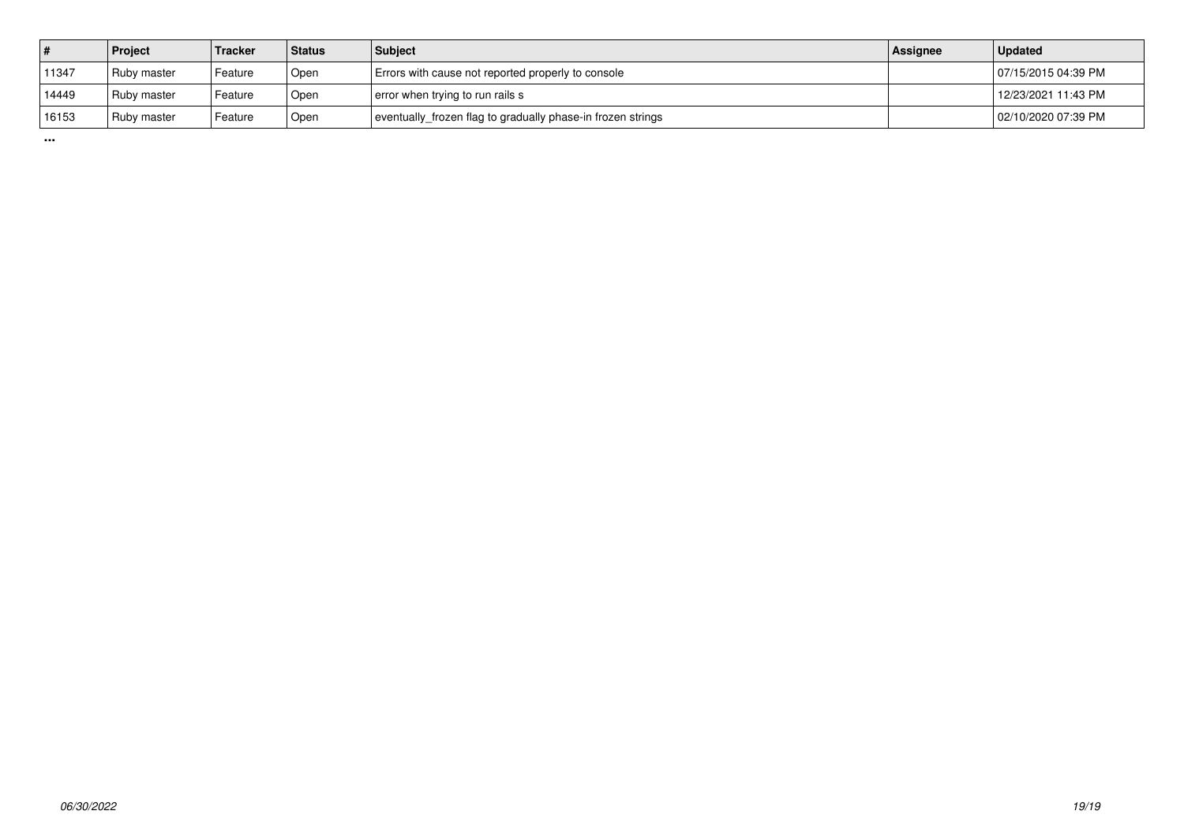| # | Project | Tracker | Status | Subject | Assignee | Updated |
|---|---|---|---|---|---|---|
| 11347 | Ruby master | Feature | Open | Errors with cause not reported properly to console | | 07/15/2015 04:39 PM |
| 14449 | Ruby master | Feature | Open | error when trying to run rails s | | 12/23/2021 11:43 PM |
| 16153 | Ruby master | Feature | Open | eventually_frozen flag to gradually phase-in frozen strings | | 02/10/2020 07:39 PM |

...